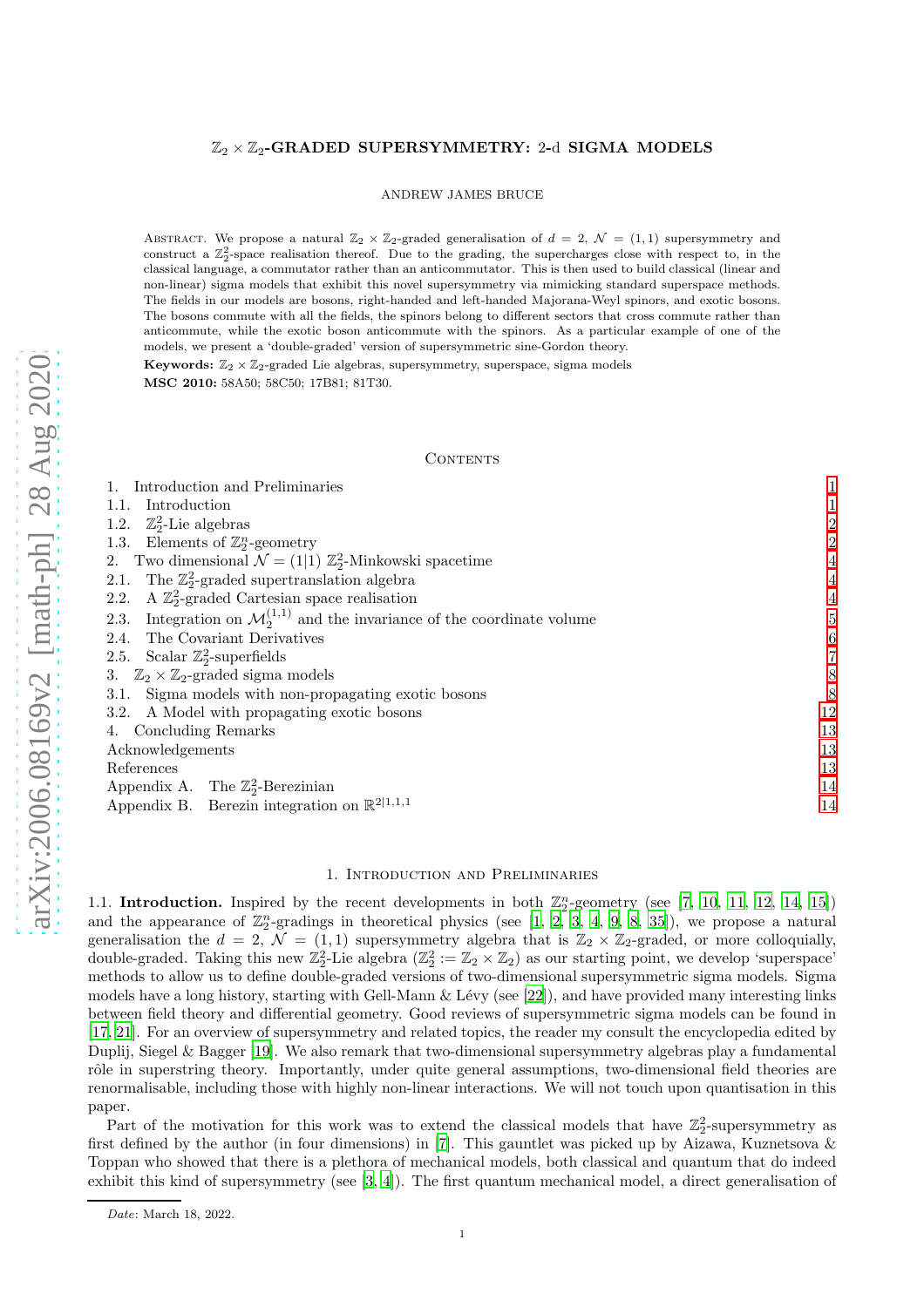# $\mathbb{Z}_2 \times \mathbb{Z}_2$-GRADED SUPERSYMMETRY: 2-d SIGMA MODELS

ANDREW JAMES BRUCE

Abstract. We propose a natural $\mathbb{Z}_2 \times \mathbb{Z}_2$-graded generalisation of $d = 2$, $\mathcal{N} = (1,1)$ supersymmetry and construct a $\mathbb{Z}_2^2$-space realisation thereof. Due to the grading, the supercharges close with respect to, in the classical language, a commutator rather than an anticommutator. This is then used to build classical (linear and non-linear) sigma models that exhibit this novel supersymmetry via mimicking standard superspace methods. The fields in our models are bosons, right-handed and left-handed Majorana-Weyl spinors, and exotic bosons. The bosons commute with all the fields, the spinors belong to different sectors that cross commute rather than anticommute, while the exotic boson anticommute with the spinors. As a particular example of one of the models, we present a 'double-graded' version of supersymmetric sine-Gordon theory.

**Keywords:** $\mathbb{Z}_2 \times \mathbb{Z}_2$-graded Lie algebras, supersymmetry, superspace, sigma models

**MSC 2010:** 58A50; 58C50; 17B81; 81T30.

Contents

1. Introduction and Preliminaries — 1
1.1. Introduction — 1
1.2. $\mathbb{Z}_2^2$-Lie algebras — 2
1.3. Elements of $\mathbb{Z}_2^n$-geometry — 2
2. Two dimensional $\mathcal{N} = (1|1)$ $\mathbb{Z}_2^2$-Minkowski spacetime — 4
2.1. The $\mathbb{Z}_2^2$-graded supertranslation algebra — 4
2.2. A $\mathbb{Z}_2^2$-graded Cartesian space realisation — 4
2.3. Integration on $\mathcal{M}_2^{(1,1)}$ and the invariance of the coordinate volume — 5
2.4. The Covariant Derivatives — 6
2.5. Scalar $\mathbb{Z}_2^2$-superfields — 7
3. $\mathbb{Z}_2 \times \mathbb{Z}_2$-graded sigma models — 8
3.1. Sigma models with non-propagating exotic bosons — 8
3.2. A Model with propagating exotic bosons — 12
4. Concluding Remarks — 13
Acknowledgements — 13
References — 13
Appendix A. The $\mathbb{Z}_2^2$-Berezinian — 14
Appendix B. Berezin integration on $\mathbb{R}^{2|1,1,1}$ — 14

## 1. Introduction and Preliminaries

1.1. **Introduction.** Inspired by the recent developments in both $\mathbb{Z}_2^n$-geometry (see [7, 10, 11, 12, 14, 15]) and the appearance of $\mathbb{Z}_2^n$-gradings in theoretical physics (see [1, 2, 3, 4, 9, 8, 35]), we propose a natural generalisation the $d = 2$, $\mathcal{N} = (1,1)$ supersymmetry algebra that is $\mathbb{Z}_2 \times \mathbb{Z}_2$-graded, or more colloquially, double-graded. Taking this new $\mathbb{Z}_2^2$-Lie algebra ($\mathbb{Z}_2^2 := \mathbb{Z}_2 \times \mathbb{Z}_2$) as our starting point, we develop 'superspace' methods to allow us to define double-graded versions of two-dimensional supersymmetric sigma models. Sigma models have a long history, starting with Gell-Mann & Lévy (see [22]), and have provided many interesting links between field theory and differential geometry. Good reviews of supersymmetric sigma models can be found in [17, 21]. For an overview of supersymmetry and related topics, the reader my consult the encyclopedia edited by Duplij, Siegel & Bagger [19]. We also remark that two-dimensional supersymmetry algebras play a fundamental rôle in superstring theory. Importantly, under quite general assumptions, two-dimensional field theories are renormalisable, including those with highly non-linear interactions. We will not touch upon quantisation in this paper.

Part of the motivation for this work was to extend the classical models that have $\mathbb{Z}_2^2$-supersymmetry as first defined by the author (in four dimensions) in [7]. This gauntlet was picked up by Aizawa, Kuznetsova & Toppan who showed that there is a plethora of mechanical models, both classical and quantum that do indeed exhibit this kind of supersymmetry (see [3, 4]). The first quantum mechanical model, a direct generalisation of

*Date*: March 18, 2022.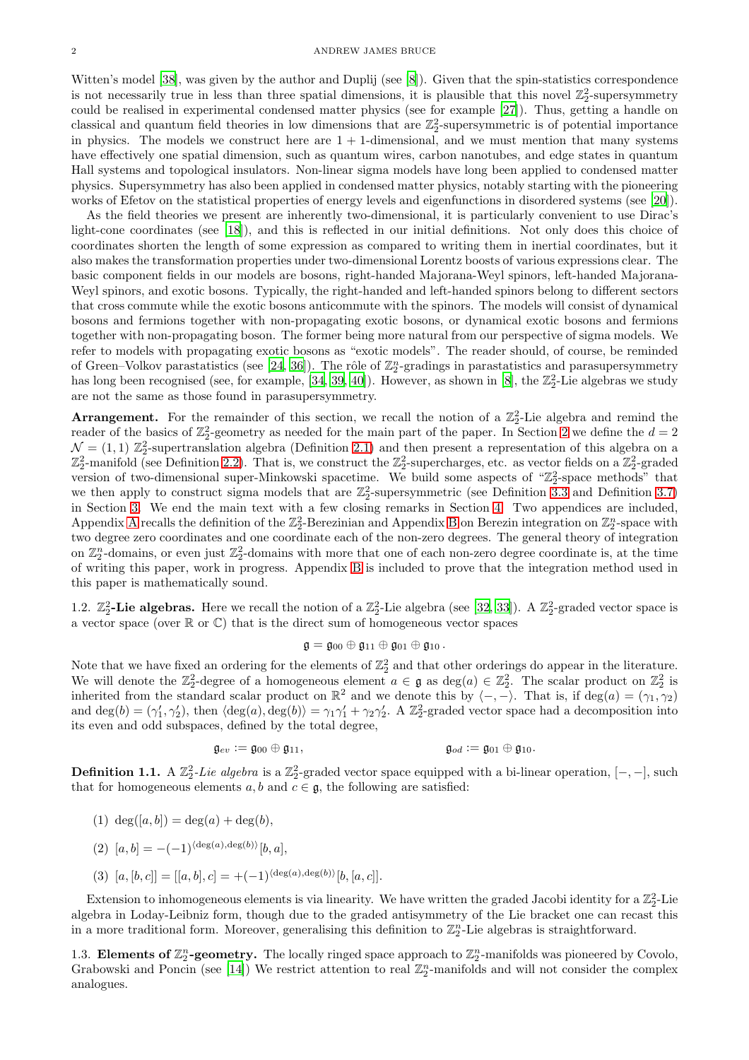Witten's model [38], was given by the author and Duplij (see [8]). Given that the spin-statistics correspondence is not necessarily true in less than three spatial dimensions, it is plausible that this novel $\mathbb{Z}_2^2$-supersymmetry could be realised in experimental condensed matter physics (see for example [27]). Thus, getting a handle on classical and quantum field theories in low dimensions that are $\mathbb{Z}_2^2$-supersymmetric is of potential importance in physics. The models we construct here are $1+1$-dimensional, and we must mention that many systems have effectively one spatial dimension, such as quantum wires, carbon nanotubes, and edge states in quantum Hall systems and topological insulators. Non-linear sigma models have long been applied to condensed matter physics. Supersymmetry has also been applied in condensed matter physics, notably starting with the pioneering works of Efetov on the statistical properties of energy levels and eigenfunctions in disordered systems (see [20]).

As the field theories we present are inherently two-dimensional, it is particularly convenient to use Dirac's light-cone coordinates (see [18]), and this is reflected in our initial definitions. Not only does this choice of coordinates shorten the length of some expression as compared to writing them in inertial coordinates, but it also makes the transformation properties under two-dimensional Lorentz boosts of various expressions clear. The basic component fields in our models are bosons, right-handed Majorana-Weyl spinors, left-handed Majorana-Weyl spinors, and exotic bosons. Typically, the right-handed and left-handed spinors belong to different sectors that cross commute while the exotic bosons anticommute with the spinors. The models will consist of dynamical bosons and fermions together with non-propagating exotic bosons, or dynamical exotic bosons and fermions together with non-propagating boson. The former being more natural from our perspective of sigma models. We refer to models with propagating exotic bosons as "exotic models". The reader should, of course, be reminded of Green–Volkov parastatistics (see [24, 36]). The rôle of $\mathbb{Z}_2^n$-gradings in parastatistics and parasupersymmetry has long been recognised (see, for example, [34, 39, 40]). However, as shown in [8], the $\mathbb{Z}_2^2$-Lie algebras we study are not the same as those found in parasupersymmetry.

**Arrangement.** For the remainder of this section, we recall the notion of a $\mathbb{Z}_2^2$-Lie algebra and remind the reader of the basics of $\mathbb{Z}_2^2$-geometry as needed for the main part of the paper. In Section 2 we define the $d=2$ $\mathcal{N}=(1,1)$ $\mathbb{Z}_2^2$-supertranslation algebra (Definition 2.1) and then present a representation of this algebra on a $\mathbb{Z}_2^2$-manifold (see Definition 2.2). That is, we construct the $\mathbb{Z}_2^2$-supercharges, etc. as vector fields on a $\mathbb{Z}_2^2$-graded version of two-dimensional super-Minkowski spacetime. We build some aspects of "$\mathbb{Z}_2^2$-space methods" that we then apply to construct sigma models that are $\mathbb{Z}_2^2$-supersymmetric (see Definition 3.3 and Definition 3.7) in Section 3. We end the main text with a few closing remarks in Section 4. Two appendices are included, Appendix A recalls the definition of the $\mathbb{Z}_2^2$-Berezinian and Appendix B on Berezin integration on $\mathbb{Z}_2^n$-space with two degree zero coordinates and one coordinate each of the non-zero degrees. The general theory of integration on $\mathbb{Z}_2^n$-domains, or even just $\mathbb{Z}_2^2$-domains with more that one of each non-zero degree coordinate is, at the time of writing this paper, work in progress. Appendix B is included to prove that the integration method used in this paper is mathematically sound.

## 1.2. $\mathbb{Z}_2^2$-Lie algebras.

Here we recall the notion of a $\mathbb{Z}_2^2$-Lie algebra (see [32, 33]). A $\mathbb{Z}_2^2$-graded vector space is a vector space (over $\mathbb{R}$ or $\mathbb{C}$) that is the direct sum of homogeneous vector spaces

$$\mathfrak{g} = \mathfrak{g}_{00} \oplus \mathfrak{g}_{11} \oplus \mathfrak{g}_{01} \oplus \mathfrak{g}_{10}\,.$$

Note that we have fixed an ordering for the elements of $\mathbb{Z}_2^2$ and that other orderings do appear in the literature. We will denote the $\mathbb{Z}_2^2$-degree of a homogeneous element $a \in \mathfrak{g}$ as $\deg(a) \in \mathbb{Z}_2^2$. The scalar product on $\mathbb{Z}_2^2$ is inherited from the standard scalar product on $\mathbb{R}^2$ and we denote this by $\langle -,- \rangle$. That is, if $\deg(a) = (\gamma_1, \gamma_2)$ and $\deg(b) = (\gamma_1', \gamma_2')$, then $\langle \deg(a), \deg(b)\rangle = \gamma_1\gamma_1' + \gamma_2\gamma_2'$. A $\mathbb{Z}_2^2$-graded vector space had a decomposition into its even and odd subspaces, defined by the total degree,

$$\mathfrak{g}_{ev} := \mathfrak{g}_{00} \oplus \mathfrak{g}_{11}, \qquad\qquad \mathfrak{g}_{od} := \mathfrak{g}_{01} \oplus \mathfrak{g}_{10}.$$

**Definition 1.1.** A $\mathbb{Z}_2^2$-*Lie algebra* is a $\mathbb{Z}_2^2$-graded vector space equipped with a bi-linear operation, $[-,-]$, such that for homogeneous elements $a, b$ and $c \in \mathfrak{g}$, the following are satisfied:

(1) $\deg([a,b]) = \deg(a) + \deg(b)$,

(2) $[a,b] = -(-1)^{\langle \deg(a), \deg(b)\rangle}[b,a]$,

(3) $[a,[b,c]] = [[a,b],c] = +(-1)^{\langle \deg(a), \deg(b)\rangle}[b,[a,c]]$.

Extension to inhomogeneous elements is via linearity. We have written the graded Jacobi identity for a $\mathbb{Z}_2^2$-Lie algebra in Loday-Leibniz form, though due to the graded antisymmetry of the Lie bracket one can recast this in a more traditional form. Moreover, generalising this definition to $\mathbb{Z}_2^n$-Lie algebras is straightforward.

## 1.3. Elements of $\mathbb{Z}_2^n$-geometry.

The locally ringed space approach to $\mathbb{Z}_2^n$-manifolds was pioneered by Covolo, Grabowski and Poncin (see [14]) We restrict attention to real $\mathbb{Z}_2^n$-manifolds and will not consider the complex analogues.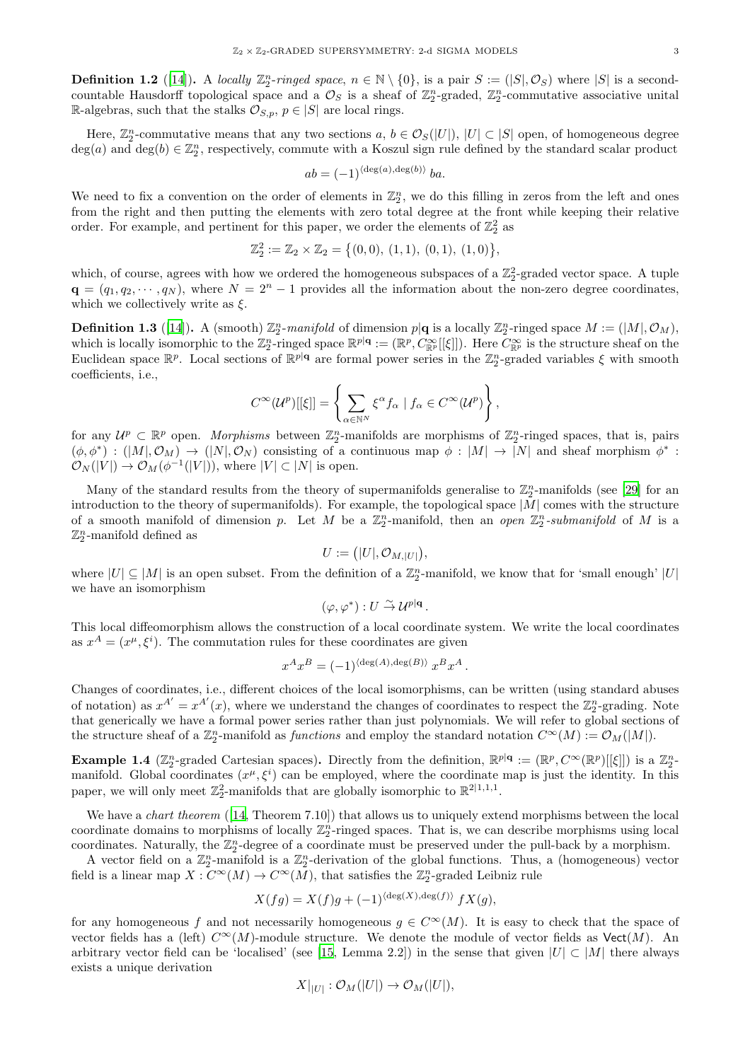**Definition 1.2** ([14]). A *locally $\mathbb{Z}_2^n$-ringed space*, $n \in \mathbb{N} \setminus \{0\}$, is a pair $S := (|S|, \mathcal{O}_S)$ where $|S|$ is a second-countable Hausdorff topological space and a $\mathcal{O}_S$ is a sheaf of $\mathbb{Z}_2^n$-graded, $\mathbb{Z}_2^n$-commutative associative unital $\mathbb{R}$-algebras, such that the stalks $\mathcal{O}_{S,p}$, $p \in |S|$ are local rings.

Here, $\mathbb{Z}_2^n$-commutative means that any two sections $a, b \in \mathcal{O}_S(|U|)$, $|U| \subset |S|$ open, of homogeneous degree $\deg(a)$ and $\deg(b) \in \mathbb{Z}_2^n$, respectively, commute with a Koszul sign rule defined by the standard scalar product

$$ab = (-1)^{\langle \deg(a), \deg(b)\rangle}\, ba.$$

We need to fix a convention on the order of elements in $\mathbb{Z}_2^n$, we do this filling in zeros from the left and ones from the right and then putting the elements with zero total degree at the front while keeping their relative order. For example, and pertinent for this paper, we order the elements of $\mathbb{Z}_2^2$ as

$$\mathbb{Z}_2^2 := \mathbb{Z}_2 \times \mathbb{Z}_2 = \big\{(0,0),\ (1,1),\ (0,1),\ (1,0)\big\},$$

which, of course, agrees with how we ordered the homogeneous subspaces of a $\mathbb{Z}_2^2$-graded vector space. A tuple $\mathbf{q} = (q_1, q_2, \cdots, q_N)$, where $N = 2^n - 1$ provides all the information about the non-zero degree coordinates, which we collectively write as $\xi$.

**Definition 1.3** ([14]). A (smooth) *$\mathbb{Z}_2^n$-manifold* of dimension $p|\mathbf{q}$ is a locally $\mathbb{Z}_2^n$-ringed space $M := (|M|, \mathcal{O}_M)$, which is locally isomorphic to the $\mathbb{Z}_2^n$-ringed space $\mathbb{R}^{p|\mathbf{q}} := (\mathbb{R}^p, C^\infty_{\mathbb{R}^p}[[\xi]])$. Here $C^\infty_{\mathbb{R}^p}$ is the structure sheaf on the Euclidean space $\mathbb{R}^p$. Local sections of $\mathbb{R}^{p|\mathbf{q}}$ are formal power series in the $\mathbb{Z}_2^n$-graded variables $\xi$ with smooth coefficients, i.e.,

$$C^\infty(\mathcal{U}^p)[[\xi]] = \left\{ \sum_{\alpha \in \mathbb{N}^N} \xi^\alpha f_\alpha \mid f_\alpha \in C^\infty(\mathcal{U}^p) \right\},$$

for any $\mathcal{U}^p \subset \mathbb{R}^p$ open. *Morphisms* between $\mathbb{Z}_2^n$-manifolds are morphisms of $\mathbb{Z}_2^n$-ringed spaces, that is, pairs $(\phi, \phi^*) : (|M|, \mathcal{O}_M) \to (|N|, \mathcal{O}_N)$ consisting of a continuous map $\phi : |M| \to |N|$ and sheaf morphism $\phi^* : \mathcal{O}_N(|V|) \to \mathcal{O}_M(\phi^{-1}(|V|))$, where $|V| \subset |N|$ is open.

Many of the standard results from the theory of supermanifolds generalise to $\mathbb{Z}_2^n$-manifolds (see [29] for an introduction to the theory of supermanifolds). For example, the topological space $|M|$ comes with the structure of a smooth manifold of dimension $p$. Let $M$ be a $\mathbb{Z}_2^n$-manifold, then an *open $\mathbb{Z}_2^n$-submanifold* of $M$ is a $\mathbb{Z}_2^n$-manifold defined as

$$U := \big(|U|, \mathcal{O}_{M,|U|}\big),$$

where $|U| \subseteq |M|$ is an open subset. From the definition of a $\mathbb{Z}_2^n$-manifold, we know that for 'small enough' $|U|$ we have an isomorphism

$$(\varphi, \varphi^*) : U \xrightarrow{\sim} \mathcal{U}^{p|\mathbf{q}}.$$

This local diffeomorphism allows the construction of a local coordinate system. We write the local coordinates as $x^A = (x^\mu, \xi^i)$. The commutation rules for these coordinates are given

$$x^A x^B = (-1)^{\langle \deg(A), \deg(B)\rangle}\, x^B x^A.$$

Changes of coordinates, i.e., different choices of the local isomorphisms, can be written (using standard abuses of notation) as $x^{A'} = x^{A'}(x)$, where we understand the changes of coordinates to respect the $\mathbb{Z}_2^n$-grading. Note that generically we have a formal power series rather than just polynomials. We will refer to global sections of the structure sheaf of a $\mathbb{Z}_2^n$-manifold as *functions* and employ the standard notation $C^\infty(M) := \mathcal{O}_M(|M|)$.

**Example 1.4** ($\mathbb{Z}_2^n$-graded Cartesian spaces)**.** Directly from the definition, $\mathbb{R}^{p|\mathbf{q}} := (\mathbb{R}^p, C^\infty(\mathbb{R}^p)[[\xi]])$ is a $\mathbb{Z}_2^n$-manifold. Global coordinates $(x^\mu, \xi^i)$ can be employed, where the coordinate map is just the identity. In this paper, we will only meet $\mathbb{Z}_2^2$-manifolds that are globally isomorphic to $\mathbb{R}^{2|1,1,1}$.

We have a *chart theorem* ([14, Theorem 7.10]) that allows us to uniquely extend morphisms between the local coordinate domains to morphisms of locally $\mathbb{Z}_2^n$-ringed spaces. That is, we can describe morphisms using local coordinates. Naturally, the $\mathbb{Z}_2^n$-degree of a coordinate must be preserved under the pull-back by a morphism.

A vector field on a $\mathbb{Z}_2^n$-manifold is a $\mathbb{Z}_2^n$-derivation of the global functions. Thus, a (homogeneous) vector field is a linear map $X : C^\infty(M) \to C^\infty(M)$, that satisfies the $\mathbb{Z}_2^n$-graded Leibniz rule

$$X(fg) = X(f)g + (-1)^{\langle \deg(X), \deg(f)\rangle} f X(g),$$

for any homogeneous $f$ and not necessarily homogeneous $g \in C^\infty(M)$. It is easy to check that the space of vector fields has a (left) $C^\infty(M)$-module structure. We denote the module of vector fields as $\mathsf{Vect}(M)$. An arbitrary vector field can be 'localised' (see [15, Lemma 2.2]) in the sense that given $|U| \subset |M|$ there always exists a unique derivation

$$X|_{|U|} : \mathcal{O}_M(|U|) \to \mathcal{O}_M(|U|),$$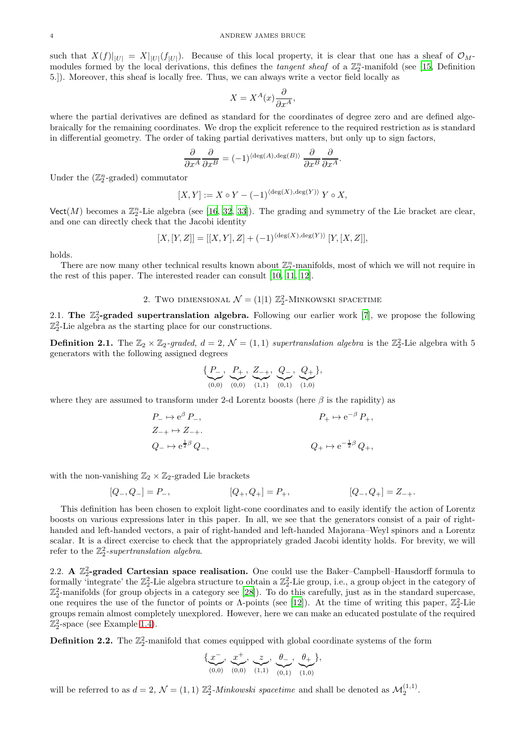such that $X(f)|_{|U|} = X|_{|U|}(f_{|U|})$. Because of this local property, it is clear that one has a sheaf of $\mathcal{O}_M$-modules formed by the local derivations, this defines the *tangent sheaf* of a $\mathbb{Z}_2^n$-manifold (see [15, Definition 5.]). Moreover, this sheaf is locally free. Thus, we can always write a vector field locally as

$$X = X^A(x)\frac{\partial}{\partial x^A},$$

where the partial derivatives are defined as standard for the coordinates of degree zero and are defined algebraically for the remaining coordinates. We drop the explicit reference to the required restriction as is standard in differential geometry. The order of taking partial derivatives matters, but only up to sign factors,

$$\frac{\partial}{\partial x^A}\frac{\partial}{\partial x^B} = (-1)^{\langle \deg(A), \deg(B)\rangle}\, \frac{\partial}{\partial x^B}\frac{\partial}{\partial x^A}.$$

Under the ($\mathbb{Z}_2^n$-graded) commutator

$$[X, Y] := X \circ Y - (-1)^{\langle \deg(X), \deg(Y)\rangle}\, Y \circ X,$$

$\mathsf{Vect}(M)$ becomes a $\mathbb{Z}_2^n$-Lie algebra (see [16, 32, 33]). The grading and symmetry of the Lie bracket are clear, and one can directly check that the Jacobi identity

$$[X, [Y, Z]] = [[X, Y], Z] + (-1)^{\langle \deg(X), \deg(Y)\rangle}\, [Y, [X, Z]],$$

holds.

There are now many other technical results known about $\mathbb{Z}_2^n$-manifolds, most of which we will not require in the rest of this paper. The interested reader can consult [10, 11, 12].

## 2. Two dimensional $\mathcal{N} = (1|1)$ $\mathbb{Z}_2^2$-Minkowski spacetime

**2.1. The $\mathbb{Z}_2^2$-graded supertranslation algebra.** Following our earlier work [7], we propose the following $\mathbb{Z}_2^2$-Lie algebra as the starting place for our constructions.

**Definition 2.1.** The *$\mathbb{Z}_2 \times \mathbb{Z}_2$-graded, $d = 2$, $\mathcal{N} = (1, 1)$ supertranslation algebra* is the $\mathbb{Z}_2^2$-Lie algebra with 5 generators with the following assigned degrees

$$\{\underbrace{P_-}_{(0,0)},\ \underbrace{P_+}_{(0,0)},\ \underbrace{Z_{-+}}_{(1,1)},\ \underbrace{Q_-}_{(0,1)},\ \underbrace{Q_+}_{(1,0)}\},$$

where they are assumed to transform under 2-d Lorentz boosts (here $\beta$ is the rapidity) as

$$\begin{aligned}
&P_- \mapsto \mathrm{e}^{\beta}\, P_-, && P_+ \mapsto \mathrm{e}^{-\beta}\, P_+,\\
&Z_{-+} \mapsto Z_{-+}. && \\
&Q_- \mapsto \mathrm{e}^{\frac{1}{2}\beta}\, Q_-, && Q_+ \mapsto \mathrm{e}^{-\frac{1}{2}\beta}\, Q_+,
\end{aligned}$$

with the non-vanishing $\mathbb{Z}_2 \times \mathbb{Z}_2$-graded Lie brackets

$$[Q_-, Q_-] = P_-, \qquad\qquad [Q_+, Q_+] = P_+, \qquad\qquad [Q_-, Q_+] = Z_{-+}.$$

This definition has been chosen to exploit light-cone coordinates and to easily identify the action of Lorentz boosts on various expressions later in this paper. In all, we see that the generators consist of a pair of right-handed and left-handed vectors, a pair of right-handed and left-handed Majorana–Weyl spinors and a Lorentz scalar. It is a direct exercise to check that the appropriately graded Jacobi identity holds. For brevity, we will refer to the *$\mathbb{Z}_2^2$-supertranslation algebra*.

**2.2. A $\mathbb{Z}_2^2$-graded Cartesian space realisation.** One could use the Baker–Campbell–Hausdorff formula to formally 'integrate' the $\mathbb{Z}_2^2$-Lie algebra structure to obtain a $\mathbb{Z}_2^2$-Lie group, i.e., a group object in the category of $\mathbb{Z}_2^2$-manifolds (for group objects in a category see [28]). To do this carefully, just as in the standard supercase, one requires the use of the functor of points or $\Lambda$-points (see [12]). At the time of writing this paper, $\mathbb{Z}_2^2$-Lie groups remain almost completely unexplored. However, here we can make an educated postulate of the required $\mathbb{Z}_2^2$-space (see Example 1.4).

**Definition 2.2.** The $\mathbb{Z}_2^2$-manifold that comes equipped with global coordinate systems of the form

$$\{\underbrace{x^-}_{(0,0)},\ \underbrace{x^+}_{(0,0)},\ \underbrace{z}_{(1,1)},\ \underbrace{\theta_-}_{(0,1)},\ \underbrace{\theta_+}_{(1,0)}\},$$

will be referred to as *$d = 2$, $\mathcal{N} = (1, 1)$ $\mathbb{Z}_2^2$-Minkowski spacetime* and shall be denoted as $\mathcal{M}_2^{(1,1)}$.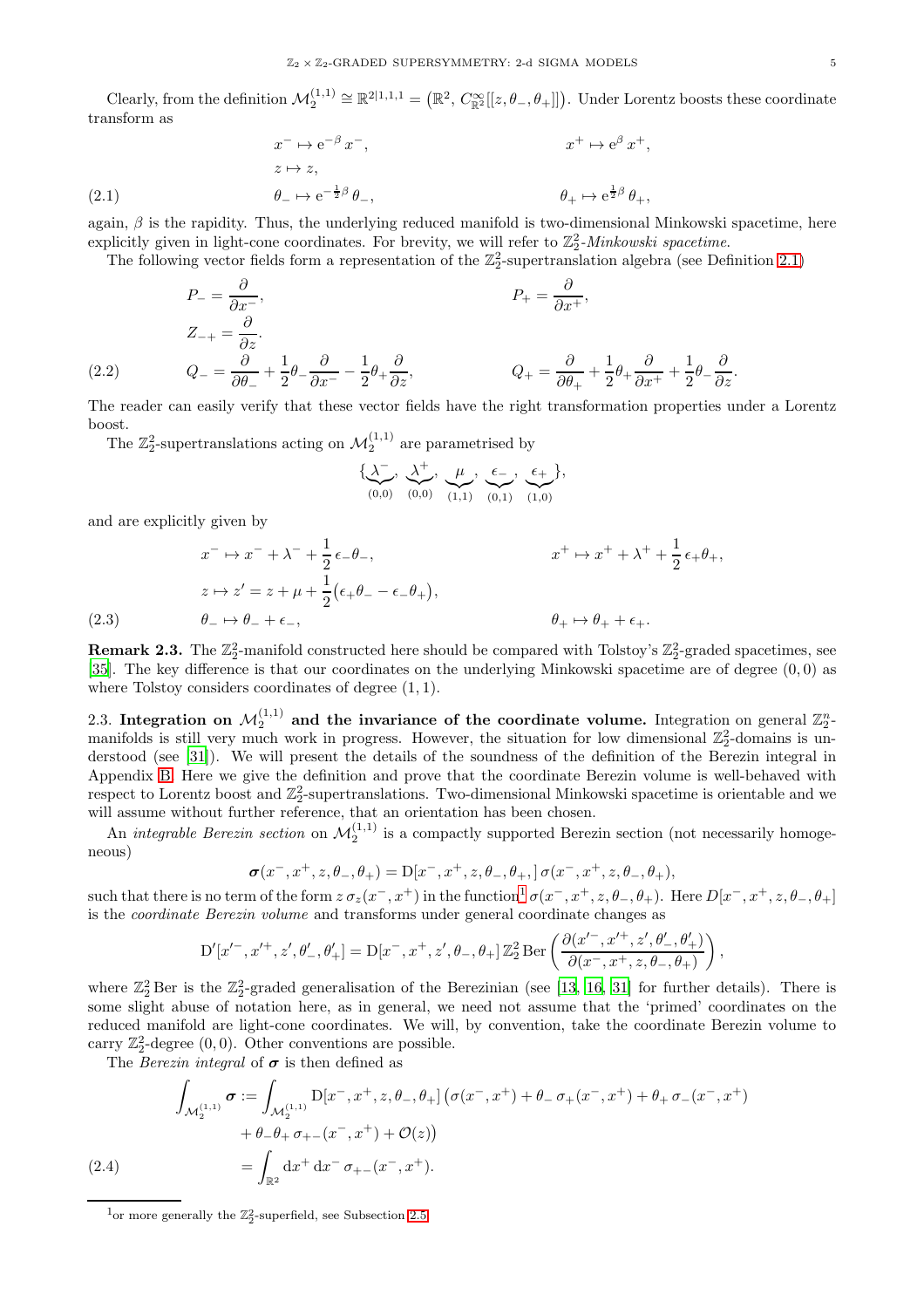Clearly, from the definition $\mathcal{M}_2^{(1,1)} \cong \mathbb{R}^{2|1,1,1} = \left(\mathbb{R}^2,\, C^\infty_{\mathbb{R}^2}[[z, \theta_-, \theta_+]]\right)$. Under Lorentz boosts these coordinate transform as

$$
\begin{aligned}
x^- &\mapsto e^{-\beta}\, x^-, & x^+ &\mapsto e^{\beta}\, x^+,\\
z &\mapsto z, & &\\
\theta_- &\mapsto e^{-\frac{1}{2}\beta}\, \theta_-, & \theta_+ &\mapsto e^{\frac{1}{2}\beta}\, \theta_+,
\end{aligned}
\tag{2.1}
$$

again, $\beta$ is the rapidity. Thus, the underlying reduced manifold is two-dimensional Minkowski spacetime, here explicitly given in light-cone coordinates. For brevity, we will refer to $\mathbb{Z}_2^2$-*Minkowski spacetime*.

The following vector fields form a representation of the $\mathbb{Z}_2^2$-supertranslation algebra (see Definition 2.1)

$$
\begin{aligned}
P_- &= \frac{\partial}{\partial x^-}, & P_+ &= \frac{\partial}{\partial x^+},\\
Z_{-+} &= \frac{\partial}{\partial z}. & &\\
Q_- &= \frac{\partial}{\partial \theta_-} + \frac{1}{2}\theta_- \frac{\partial}{\partial x^-} - \frac{1}{2}\theta_+ \frac{\partial}{\partial z}, & Q_+ &= \frac{\partial}{\partial \theta_+} + \frac{1}{2}\theta_+ \frac{\partial}{\partial x^+} + \frac{1}{2}\theta_- \frac{\partial}{\partial z}.
\end{aligned}
\tag{2.2}
$$

The reader can easily verify that these vector fields have the right transformation properties under a Lorentz boost.

The $\mathbb{Z}_2^2$-supertranslations acting on $\mathcal{M}_2^{(1,1)}$ are parametrised by

$$
\{\underbrace{\lambda^-}_{(0,0)},\ \underbrace{\lambda^+}_{(0,0)},\ \underbrace{\mu}_{(1,1)},\ \underbrace{\epsilon_-}_{(0,1)},\ \underbrace{\epsilon_+}_{(1,0)}\},
$$

and are explicitly given by

$$
\begin{aligned}
x^- &\mapsto x^- + \lambda^- + \frac{1}{2}\,\epsilon_-\theta_-, & x^+ &\mapsto x^+ + \lambda^+ + \frac{1}{2}\,\epsilon_+\theta_+,\\
z &\mapsto z' = z + \mu + \frac{1}{2}\big(\epsilon_+\theta_- - \epsilon_-\theta_+\big), & &\\
\theta_- &\mapsto \theta_- + \epsilon_-, & \theta_+ &\mapsto \theta_+ + \epsilon_+.
\end{aligned}
\tag{2.3}
$$

**Remark 2.3.** The $\mathbb{Z}_2^2$-manifold constructed here should be compared with Tolstoy's $\mathbb{Z}_2^2$-graded spacetimes, see [35]. The key difference is that our coordinates on the underlying Minkowski spacetime are of degree $(0,0)$ as where Tolstoy considers coordinates of degree $(1,1)$.

2.3. **Integration on $\mathcal{M}_2^{(1,1)}$ and the invariance of the coordinate volume.** Integration on general $\mathbb{Z}_2^n$-manifolds is still very much work in progress. However, the situation for low dimensional $\mathbb{Z}_2^2$-domains is understood (see [31]). We will present the details of the soundness of the definition of the Berezin integral in Appendix B. Here we give the definition and prove that the coordinate Berezin volume is well-behaved with respect to Lorentz boost and $\mathbb{Z}_2^2$-supertranslations. Two-dimensional Minkowski spacetime is orientable and we will assume without further reference, that an orientation has been chosen.

An *integrable Berezin section* on $\mathcal{M}_2^{(1,1)}$ is a compactly supported Berezin section (not necessarily homogeneous)

$$
\boldsymbol{\sigma}(x^-, x^+, z, \theta_-, \theta_+) = \mathrm{D}[x^-, x^+, z, \theta_-, \theta_+,]\, \sigma(x^-, x^+, z, \theta_-, \theta_+),
$$

such that there is no term of the form $z\,\sigma_z(x^-, x^+)$ in the function[1] $\sigma(x^-, x^+, z, \theta_-, \theta_+)$. Here $D[x^-, x^+, z, \theta_-, \theta_+]$ is the *coordinate Berezin volume* and transforms under general coordinate changes as

$$
\mathrm{D}'[x'^-, x'^+, z', \theta'_-, \theta'_+] = \mathrm{D}[x^-, x^+, z', \theta_-, \theta_+]\, \mathbb{Z}_2^2\,\mathrm{Ber}\left(\frac{\partial(x'^-, x'^+, z', \theta'_-, \theta'_+)}{\partial(x^-, x^+, z, \theta_-, \theta_+)}\right),
$$

where $\mathbb{Z}_2^2\,\mathrm{Ber}$ is the $\mathbb{Z}_2^2$-graded generalisation of the Berezinian (see [13, 16, 31] for further details). There is some slight abuse of notation here, as in general, we need not assume that the 'primed' coordinates on the reduced manifold are light-cone coordinates. We will, by convention, take the coordinate Berezin volume to carry $\mathbb{Z}_2^2$-degree $(0,0)$. Other conventions are possible.

The *Berezin integral* of $\boldsymbol{\sigma}$ is then defined as

$$
\begin{aligned}
\int_{\mathcal{M}_2^{(1,1)}} \boldsymbol{\sigma} := &\int_{\mathcal{M}_2^{(1,1)}} \mathrm{D}[x^-, x^+, z, \theta_-, \theta_+]\,\big(\sigma(x^-, x^+) + \theta_-\,\sigma_+(x^-, x^+) + \theta_+\,\sigma_-(x^-, x^+)\\
&+ \theta_-\theta_+\,\sigma_{+-}(x^-, x^+) + \mathcal{O}(z)\big)\\
= &\int_{\mathbb{R}^2} \mathrm{d}x^+\,\mathrm{d}x^-\,\sigma_{+-}(x^-, x^+).
\end{aligned}
\tag{2.4}
$$

---

[1] or more generally the $\mathbb{Z}_2^2$-superfield, see Subsection 2.5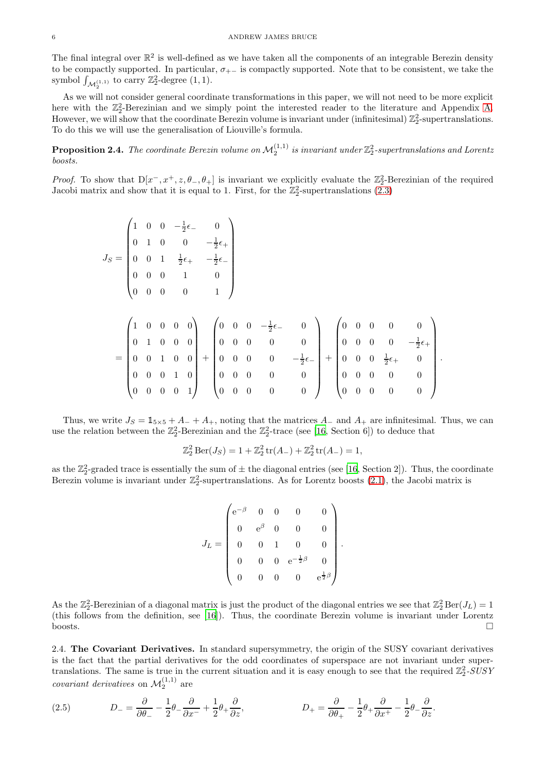The final integral over $\mathbb{R}^2$ is well-defined as we have taken all the components of an integrable Berezin density to be compactly supported. In particular, $\sigma_{+-}$ is compactly supported. Note that to be consistent, we take the symbol $\int_{\mathcal{M}_2^{(1,1)}}$ to carry $\mathbb{Z}_2^2$-degree $(1,1)$.

As we will not consider general coordinate transformations in this paper, we will not need to be more explicit here with the $\mathbb{Z}_2^2$-Berezinian and we simply point the interested reader to the literature and Appendix A. However, we will show that the coordinate Berezin volume is invariant under (infinitesimal) $\mathbb{Z}_2^2$-supertranslations. To do this we will use the generalisation of Liouville's formula.

**Proposition 2.4.** *The coordinate Berezin volume on $\mathcal{M}_2^{(1,1)}$ is invariant under $\mathbb{Z}_2^2$-supertranslations and Lorentz boosts.*

*Proof.* To show that $\mathrm{D}[x^-, x^+, z, \theta_-, \theta_+]$ is invariant we explicitly evaluate the $\mathbb{Z}_2^2$-Berezinian of the required Jacobi matrix and show that it is equal to 1. First, for the $\mathbb{Z}_2^2$-supertranslations (2.3)

$$
J_S = \begin{pmatrix} 1 & 0 & 0 & -\frac{1}{2}\epsilon_- & 0 \\ 0 & 1 & 0 & 0 & -\frac{1}{2}\epsilon_+ \\ 0 & 0 & 1 & \frac{1}{2}\epsilon_+ & -\frac{1}{2}\epsilon_- \\ 0 & 0 & 0 & 1 & 0 \\ 0 & 0 & 0 & 0 & 1 \end{pmatrix}
$$

$$
= \begin{pmatrix} 1 & 0 & 0 & 0 & 0 \\ 0 & 1 & 0 & 0 & 0 \\ 0 & 0 & 1 & 0 & 0 \\ 0 & 0 & 0 & 1 & 0 \\ 0 & 0 & 0 & 0 & 1 \end{pmatrix} + \begin{pmatrix} 0 & 0 & 0 & -\frac{1}{2}\epsilon_- & 0 \\ 0 & 0 & 0 & 0 & 0 \\ 0 & 0 & 0 & 0 & -\frac{1}{2}\epsilon_- \\ 0 & 0 & 0 & 0 & 0 \\ 0 & 0 & 0 & 0 & 0 \end{pmatrix} + \begin{pmatrix} 0 & 0 & 0 & 0 & 0 \\ 0 & 0 & 0 & 0 & -\frac{1}{2}\epsilon_+ \\ 0 & 0 & 0 & \frac{1}{2}\epsilon_+ & 0 \\ 0 & 0 & 0 & 0 & 0 \\ 0 & 0 & 0 & 0 & 0 \end{pmatrix}.
$$

Thus, we write $J_S = \mathbb{1}_{5\times 5} + A_- + A_+$, noting that the matrices $A_-$ and $A_+$ are infinitesimal. Thus, we can use the relation between the $\mathbb{Z}_2^2$-Berezinian and the $\mathbb{Z}_2^2$-trace (see [16, Section 6]) to deduce that

$$
\mathbb{Z}_2^2\,\mathrm{Ber}(J_S) = 1 + \mathbb{Z}_2^2\,\mathrm{tr}(A_-) + \mathbb{Z}_2^2\,\mathrm{tr}(A_-) = 1,
$$

as the $\mathbb{Z}_2^2$-graded trace is essentially the sum of $\pm$ the diagonal entries (see [16, Section 2]). Thus, the coordinate Berezin volume is invariant under $\mathbb{Z}_2^2$-supertranslations. As for Lorentz boosts (2.1), the Jacobi matrix is

$$
J_L = \begin{pmatrix} \mathrm{e}^{-\beta} & 0 & 0 & 0 & 0 \\ 0 & \mathrm{e}^{\beta} & 0 & 0 & 0 \\ 0 & 0 & 1 & 0 & 0 \\ 0 & 0 & 0 & \mathrm{e}^{-\frac{1}{2}\beta} & 0 \\ 0 & 0 & 0 & 0 & \mathrm{e}^{\frac{1}{2}\beta} \end{pmatrix}.
$$

As the $\mathbb{Z}_2^2$-Berezinian of a diagonal matrix is just the product of the diagonal entries we see that $\mathbb{Z}_2^2\,\mathrm{Ber}(J_L) = 1$ (this follows from the definition, see [16]). Thus, the coordinate Berezin volume is invariant under Lorentz boosts. $\square$

2.4. **The Covariant Derivatives.** In standard supersymmetry, the origin of the SUSY covariant derivatives is the fact that the partial derivatives for the odd coordinates of superspace are not invariant under supertranslations. The same is true in the current situation and it is easy enough to see that the required *$\mathbb{Z}_2^2$-SUSY covariant derivatives* on $\mathcal{M}_2^{(1,1)}$ are

$$
D_- = \frac{\partial}{\partial \theta_-} - \frac{1}{2}\theta_- \frac{\partial}{\partial x^-} + \frac{1}{2}\theta_+ \frac{\partial}{\partial z}, \qquad D_+ = \frac{\partial}{\partial \theta_+} - \frac{1}{2}\theta_+ \frac{\partial}{\partial x^+} - \frac{1}{2}\theta_- \frac{\partial}{\partial z}. \tag{2.5}
$$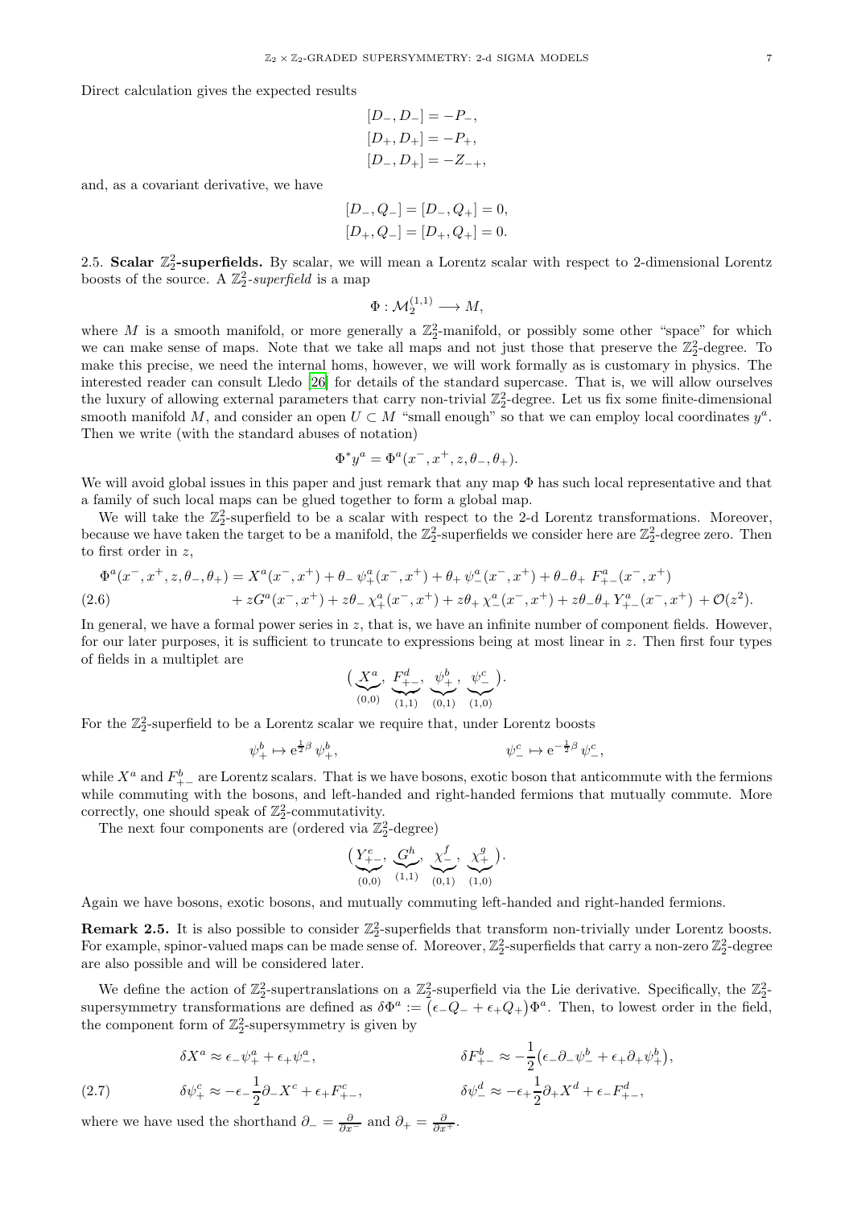Direct calculation gives the expected results

$$
\begin{aligned}
[D_-, D_-] &= -P_-,\\
[D_+, D_+] &= -P_+,\\
[D_-, D_+] &= -Z_{-+},
\end{aligned}
$$

and, as a covariant derivative, we have

$$
\begin{aligned}
[D_-, Q_-] &= [D_-, Q_+] = 0,\\
[D_+, Q_-] &= [D_+, Q_+] = 0.
\end{aligned}
$$

2.5. **Scalar $\mathbb{Z}_2^2$-superfields.** By scalar, we will mean a Lorentz scalar with respect to 2-dimensional Lorentz boosts of the source. A $\mathbb{Z}_2^2$-*superfield* is a map

$$
\Phi : \mathcal{M}_2^{(1,1)} \longrightarrow M,
$$

where $M$ is a smooth manifold, or more generally a $\mathbb{Z}_2^2$-manifold, or possibly some other "space" for which we can make sense of maps. Note that we take all maps and not just those that preserve the $\mathbb{Z}_2^2$-degree. To make this precise, we need the internal homs, however, we will work formally as is customary in physics. The interested reader can consult Lledo [26] for details of the standard supercase. That is, we will allow ourselves the luxury of allowing external parameters that carry non-trivial $\mathbb{Z}_2^2$-degree. Let us fix some finite-dimensional smooth manifold $M$, and consider an open $U \subset M$ "small enough" so that we can employ local coordinates $y^a$. Then we write (with the standard abuses of notation)

$$
\Phi^* y^a = \Phi^a(x^-, x^+, z, \theta_-, \theta_+).
$$

We will avoid global issues in this paper and just remark that any map $\Phi$ has such local representative and that a family of such local maps can be glued together to form a global map.

We will take the $\mathbb{Z}_2^2$-superfield to be a scalar with respect to the 2-d Lorentz transformations. Moreover, because we have taken the target to be a manifold, the $\mathbb{Z}_2^2$-superfields we consider here are $\mathbb{Z}_2^2$-degree zero. Then to first order in $z$,

$$
\begin{aligned}
\Phi^a(x^-, x^+, z, \theta_-, \theta_+) &= X^a(x^-, x^+) + \theta_-\, \psi_+^a(x^-, x^+) + \theta_+\, \psi_-^a(x^-, x^+) + \theta_-\theta_+\, F_{+-}^a(x^-, x^+)\\
&\quad + zG^a(x^-, x^+) + z\theta_-\, \chi_+^a(x^-, x^+) + z\theta_+\, \chi_-^a(x^-, x^+) + z\theta_-\theta_+\, Y_{+-}^a(x^-, x^+) + \mathcal{O}(z^2).
\end{aligned} \tag{2.6}
$$

In general, we have a formal power series in $z$, that is, we have an infinite number of component fields. However, for our later purposes, it is sufficient to truncate to expressions being at most linear in $z$. Then first four types of fields in a multiplet are

$$
\big(\underbrace{X^a}_{(0,0)},\ \underbrace{F_{+-}^d}_{(1,1)},\ \underbrace{\psi_+^b}_{(0,1)},\ \underbrace{\psi_-^c}_{(1,0)}\big).
$$

For the $\mathbb{Z}_2^2$-superfield to be a Lorentz scalar we require that, under Lorentz boosts

$$
\psi_+^b \mapsto \mathrm{e}^{\frac{1}{2}\beta}\, \psi_+^b, \qquad\qquad \psi_-^c \mapsto \mathrm{e}^{-\frac{1}{2}\beta}\, \psi_-^c,
$$

while $X^a$ and $F_{+-}^b$ are Lorentz scalars. That is we have bosons, exotic boson that anticommute with the fermions while commuting with the bosons, and left-handed and right-handed fermions that mutually commute. More correctly, one should speak of $\mathbb{Z}_2^2$-commutativity.

The next four components are (ordered via $\mathbb{Z}_2^2$-degree)

$$
\big(\underbrace{Y_{+-}^e}_{(0,0)},\ \underbrace{G^h}_{(1,1)},\ \underbrace{\chi_-^f}_{(0,1)},\ \underbrace{\chi_+^g}_{(1,0)}\big).
$$

Again we have bosons, exotic bosons, and mutually commuting left-handed and right-handed fermions.

**Remark 2.5.** It is also possible to consider $\mathbb{Z}_2^2$-superfields that transform non-trivially under Lorentz boosts. For example, spinor-valued maps can be made sense of. Moreover, $\mathbb{Z}_2^2$-superfields that carry a non-zero $\mathbb{Z}_2^2$-degree are also possible and will be considered later.

We define the action of $\mathbb{Z}_2^2$-supertranslations on a $\mathbb{Z}_2^2$-superfield via the Lie derivative. Specifically, the $\mathbb{Z}_2^2$-supersymmetry transformations are defined as $\delta\Phi^a := \big(\epsilon_- Q_- + \epsilon_+ Q_+\big)\Phi^a$. Then, to lowest order in the field, the component form of $\mathbb{Z}_2^2$-supersymmetry is given by

$$
\begin{aligned}
\delta X^a &\approx \epsilon_- \psi_+^a + \epsilon_+ \psi_-^a, & \delta F_{+-}^b &\approx -\frac{1}{2}\big(\epsilon_- \partial_- \psi_-^b + \epsilon_+ \partial_+ \psi_+^b\big),\\
\delta \psi_+^c &\approx -\epsilon_- \frac{1}{2}\partial_- X^c + \epsilon_+ F_{+-}^c, & \delta \psi_-^d &\approx -\epsilon_+ \frac{1}{2}\partial_+ X^d + \epsilon_- F_{+-}^d,
\end{aligned} \tag{2.7}
$$

where we have used the shorthand $\partial_- = \frac{\partial}{\partial x^-}$ and $\partial_+ = \frac{\partial}{\partial x^+}$.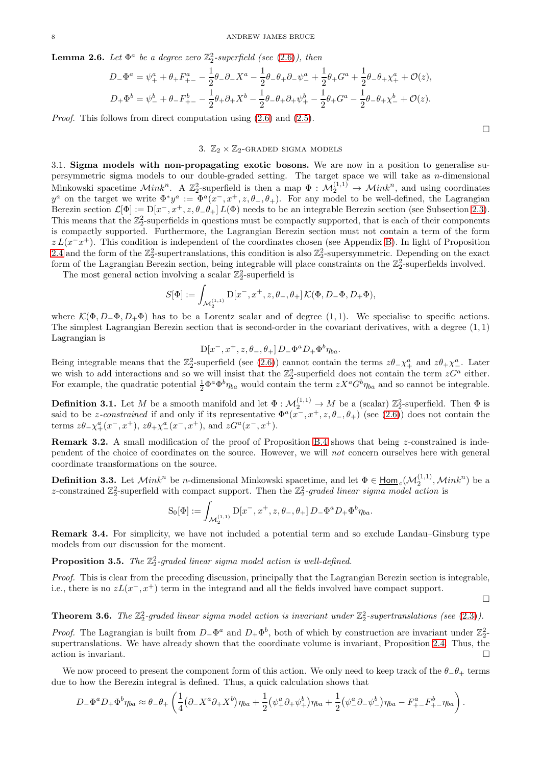**Lemma 2.6.** *Let $\Phi^a$ be a degree zero $\mathbb{Z}_2^2$-superfield (see (2.6)), then*

$$D_-\Phi^a = \psi_+^a + \theta_+ F_{+-}^a - \frac{1}{2}\theta_-\partial_- X^a - \frac{1}{2}\theta_-\theta_+\partial_-\psi_-^a + \frac{1}{2}\theta_+ G^a + \frac{1}{2}\theta_-\theta_+\chi_+^a + \mathcal{O}(z),$$
$$D_+\Phi^b = \psi_-^b + \theta_- F_{+-}^b - \frac{1}{2}\theta_+\partial_+ X^b - \frac{1}{2}\theta_-\theta_+\partial_+\psi_+^b - \frac{1}{2}\theta_+ G^a - \frac{1}{2}\theta_-\theta_+\chi_-^b + \mathcal{O}(z).$$

*Proof.* This follows from direct computation using (2.6) and (2.5). □

## 3. $\mathbb{Z}_2 \times \mathbb{Z}_2$-graded sigma models

3.1. **Sigma models with non-propagating exotic bosons.** We are now in a position to generalise supersymmetric sigma models to our double-graded setting. The target space we will take as $n$-dimensional Minkowski spacetime $\mathcal{M}ink^n$. A $\mathbb{Z}_2^2$-superfield is then a map $\Phi : \mathcal{M}_2^{(1,1)} \to \mathcal{M}ink^n$, and using coordinates $y^a$ on the target we write $\Phi^* y^a := \Phi^a(x^-, x^+, z, \theta_-, \theta_+)$. For any model to be well-defined, the Lagrangian Berezin section $\mathcal{L}[\Phi] := \mathrm{D}[x^-, x^+, z, \theta_- \theta_+]\, L(\Phi)$ needs to be an integrable Berezin section (see Subsection 2.3). This means that the $\mathbb{Z}_2^2$-superfields in questions must be compactly supported, that is each of their components is compactly supported. Furthermore, the Lagrangian Berezin section must not contain a term of the form $z\, L(x^- x^+)$. This condition is independent of the coordinates chosen (see Appendix B). In light of Proposition 2.4 and the form of the $\mathbb{Z}_2^2$-supertranslations, this condition is also $\mathbb{Z}_2^2$-supersymmetric. Depending on the exact form of the Lagrangian Berezin section, being integrable will place constraints on the $\mathbb{Z}_2^2$-superfields involved.

The most general action involving a scalar $\mathbb{Z}_2^2$-superfield is

$$S[\Phi] := \int_{\mathcal{M}_2^{(1,1)}} \mathrm{D}[x^-, x^+, z, \theta_-, \theta_+]\, \mathcal{K}(\Phi, D_-\Phi, D_+\Phi),$$

where $\mathcal{K}(\Phi, D_-\Phi, D_+\Phi)$ has to be a Lorentz scalar and of degree $(1,1)$. We specialise to specific actions. The simplest Lagrangian Berezin section that is second-order in the covariant derivatives, with a degree $(1,1)$ Lagrangian is

$$\mathrm{D}[x^-, x^+, z, \theta_-, \theta_+]\, D_-\Phi^a D_+\Phi^b \eta_{ba}.$$

Being integrable means that the $\mathbb{Z}_2^2$-superfield (see (2.6)) cannot contain the terms $z\theta_-\chi_+^a$ and $z\theta_+\chi_-^a$. Later we wish to add interactions and so we will insist that the $\mathbb{Z}_2^2$-superfield does not contain the term $zG^a$ either. For example, the quadratic potential $\frac{1}{2}\Phi^a\Phi^b\eta_{ba}$ would contain the term $zX^aG^b\eta_{ba}$ and so cannot be integrable.

**Definition 3.1.** Let $M$ be a smooth manifold and let $\Phi : \mathcal{M}_2^{(1,1)} \to M$ be a (scalar) $\mathbb{Z}_2^2$-superfield. Then $\Phi$ is said to be *z-constrained* if and only if its representative $\Phi^a(x^-, x^+, z, \theta_-, \theta_+)$ (see (2.6)) does not contain the terms $z\theta_-\chi_+^a(x^-, x^+)$, $z\theta_+\chi_-^a(x^-, x^+)$, and $zG^a(x^-, x^+)$.

**Remark 3.2.** A small modification of the proof of Proposition B.4 shows that being $z$-constrained is independent of the choice of coordinates on the source. However, we will *not* concern ourselves here with general coordinate transformations on the source.

**Definition 3.3.** Let $\mathcal{M}ink^n$ be $n$-dimensional Minkowski spacetime, and let $\Phi \in \underline{\mathsf{Hom}}_c(\mathcal{M}_2^{(1,1)}, \mathcal{M}ink^n)$ be a $z$-constrained $\mathbb{Z}_2^2$-superfield with compact support. Then the *$\mathbb{Z}_2^2$-graded linear sigma model action* is

$$\mathrm{S}_0[\Phi] := \int_{\mathcal{M}_2^{(1,1)}} \mathrm{D}[x^-, x^+, z, \theta_-, \theta_+]\, D_-\Phi^a D_+\Phi^b \eta_{ba}.$$

**Remark 3.4.** For simplicity, we have not included a potential term and so exclude Landau–Ginsburg type models from our discussion for the moment.

**Proposition 3.5.** *The $\mathbb{Z}_2^2$-graded linear sigma model action is well-defined.*

*Proof.* This is clear from the preceding discussion, principally that the Lagrangian Berezin section is integrable, i.e., there is no $zL(x^-, x^+)$ term in the integrand and all the fields involved have compact support. □

**Theorem 3.6.** *The $\mathbb{Z}_2^2$-graded linear sigma model action is invariant under $\mathbb{Z}_2^2$-supertranslations (see (2.3)).*

*Proof.* The Lagrangian is built from $D_-\Phi^a$ and $D_+\Phi^b$, both of which by construction are invariant under $\mathbb{Z}_2^2$-supertranslations. We have already shown that the coordinate volume is invariant, Proposition 2.4. Thus, the action is invariant. □

We now proceed to present the component form of this action. We only need to keep track of the $\theta_-\theta_+$ terms due to how the Berezin integral is defined. Thus, a quick calculation shows that

$$D_-\Phi^a D_+\Phi^b \eta_{ba} \approx \theta_-\theta_+ \left( \frac{1}{4}\big(\partial_- X^a \partial_+ X^b\big)\eta_{ba} + \frac{1}{2}\big(\psi_+^a \partial_+ \psi_+^b\big)\eta_{ba} + \frac{1}{2}\big(\psi_-^a \partial_- \psi_-^b\big)\eta_{ba} - F_{+-}^a F_{+-}^b \eta_{ba} \right).$$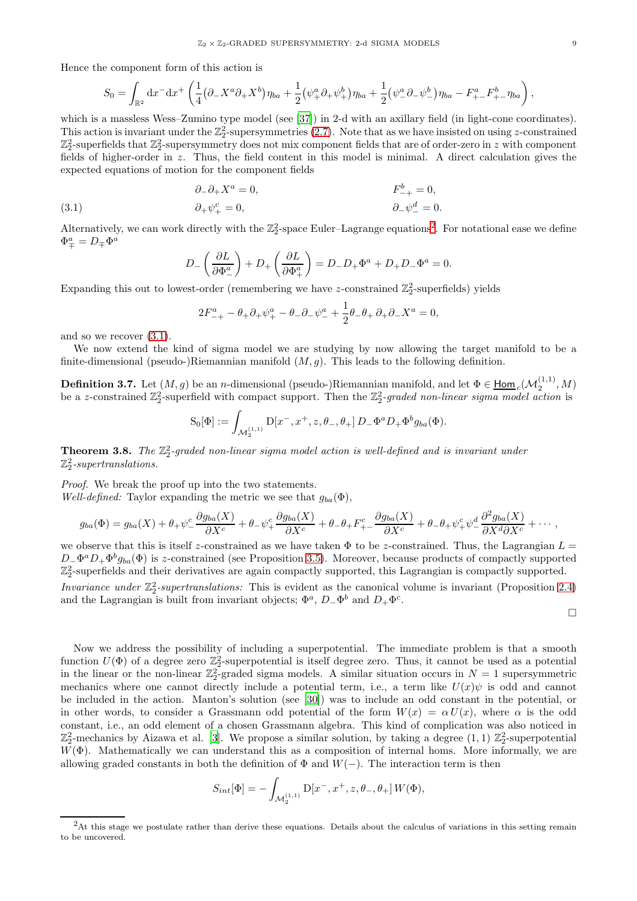Hence the component form of this action is

$$S_0 = \int_{\mathbb{R}^2} \mathrm{d}x^- \mathrm{d}x^+ \left( \frac{1}{4}\big(\partial_- X^a \partial_+ X^b\big)\eta_{ba} + \frac{1}{2}\big(\psi_+^a \partial_+ \psi_+^b\big)\eta_{ba} + \frac{1}{2}\big(\psi_-^a \partial_- \psi_-^b\big)\eta_{ba} - F_{+-}^a F_{+-}^b \eta_{ba} \right),$$

which is a massless Wess–Zumino type model (see [37]) in 2-d with an axillary field (in light-cone coordinates). This action is invariant under the $\mathbb{Z}_2^2$-supersymmetries (2.7). Note that as we have insisted on using $z$-constrained $\mathbb{Z}_2^2$-superfields that $\mathbb{Z}_2^2$-supersymmetry does not mix component fields that are of order-zero in $z$ with component fields of higher-order in $z$. Thus, the field content in this model is minimal. A direct calculation gives the expected equations of motion for the component fields

$$\begin{aligned} &\partial_-\partial_+ X^a = 0, \qquad && F_{-+}^b = 0, \\ &\partial_+ \psi_+^c = 0, && \partial_- \psi_-^d = 0. \end{aligned} \tag{3.1}$$

Alternatively, we can work directly with the $\mathbb{Z}_2^2$-space Euler–Lagrange equations[2]. For notational ease we define $\Phi^a_\mp = D_\mp \Phi^a$

$$D_- \left( \frac{\partial L}{\partial \Phi^a_-} \right) + D_+ \left( \frac{\partial L}{\partial \Phi^a_+} \right) = D_- D_+ \Phi^a + D_+ D_- \Phi^a = 0.$$

Expanding this out to lowest-order (remembering we have $z$-constrained $\mathbb{Z}_2^2$-superfields) yields

$$2F_{-+}^a - \theta_+ \partial_+ \psi_+^a - \theta_- \partial_- \psi_-^a + \frac{1}{2}\theta_- \theta_+ \, \partial_+ \partial_- X^a = 0,$$

and so we recover (3.1).

We now extend the kind of sigma model we are studying by now allowing the target manifold to be a finite-dimensional (pseudo-)Riemannian manifold $(M, g)$. This leads to the following definition.

**Definition 3.7.** Let $(M, g)$ be an $n$-dimensional (pseudo-)Riemannian manifold, and let $\Phi \in \underline{\mathsf{Hom}}_c(\mathcal{M}_2^{(1,1)}, M)$ be a $z$-constrained $\mathbb{Z}_2^2$-superfield with compact support. Then the *$\mathbb{Z}_2^2$-graded non-linear sigma model action* is

$$\mathrm{S}_0[\Phi] := \int_{\mathcal{M}_2^{(1,1)}} \mathrm{D}[x^-, x^+, z, \theta_-, \theta_+] \, D_- \Phi^a D_+ \Phi^b g_{ba}(\Phi).$$

**Theorem 3.8.** *The $\mathbb{Z}_2^2$-graded non-linear sigma model action is well-defined and is invariant under $\mathbb{Z}_2^2$-supertranslations.*

*Proof.* We break the proof up into the two statements.
*Well-defined:* Taylor expanding the metric we see that $g_{ba}(\Phi)$,

$$g_{ba}(\Phi) = g_{ba}(X) + \theta_+ \psi_-^c \frac{\partial g_{ba}(X)}{\partial X^c} + \theta_- \psi_+^c \frac{\partial g_{ba}(X)}{\partial X^c} + \theta_- \theta_+ F_{+-}^c \frac{\partial g_{ba}(X)}{\partial X^c} + \theta_- \theta_+ \psi_+^c \psi_-^d \frac{\partial^2 g_{ba}(X)}{\partial X^d \partial X^c} + \cdots,$$

we observe that this is itself $z$-constrained as we have taken $\Phi$ to be $z$-constrained. Thus, the Lagrangian $L = D_- \Phi^a D_+ \Phi^b g_{ba}(\Phi)$ is $z$-constrained (see Proposition 3.5). Moreover, because products of compactly supported $\mathbb{Z}_2^2$-superfields and their derivatives are again compactly supported, this Lagrangian is compactly supported.
*Invariance under $\mathbb{Z}_2^2$-supertranslations:* This is evident as the canonical volume is invariant (Proposition 2.4) and the Lagrangian is built from invariant objects; $\Phi^a$, $D_- \Phi^b$ and $D_+ \Phi^c$.

□

Now we address the possibility of including a superpotential. The immediate problem is that a smooth function $U(\Phi)$ of a degree zero $\mathbb{Z}_2^2$-superpotential is itself degree zero. Thus, it cannot be used as a potential in the linear or the non-linear $\mathbb{Z}_2^2$-graded sigma models. A similar situation occurs in $N = 1$ supersymmetric mechanics where one cannot directly include a potential term, i.e., a term like $U(x)\psi$ is odd and cannot be included in the action. Manton's solution (see [30]) was to include an odd constant in the potential, or in other words, to consider a Grassmann odd potential of the form $W(x) = \alpha \, U(x)$, where $\alpha$ is the odd constant, i.e., an odd element of a chosen Grassmann algebra. This kind of complication was also noticed in $\mathbb{Z}_2^2$-mechanics by Aizawa et al. [3]. We propose a similar solution, by taking a degree $(1,1)$ $\mathbb{Z}_2^2$-superpotential $W(\Phi)$. Mathematically we can understand this as a composition of internal homs. More informally, we are allowing graded constants in both the definition of $\Phi$ and $W(-)$. The interaction term is then

$$S_{int}[\Phi] = -\int_{\mathcal{M}_2^{(1,1)}} \mathrm{D}[x^-, x^+, z, \theta_-, \theta_+] \, W(\Phi),$$

[2] At this stage we postulate rather than derive these equations. Details about the calculus of variations in this setting remain to be uncovered.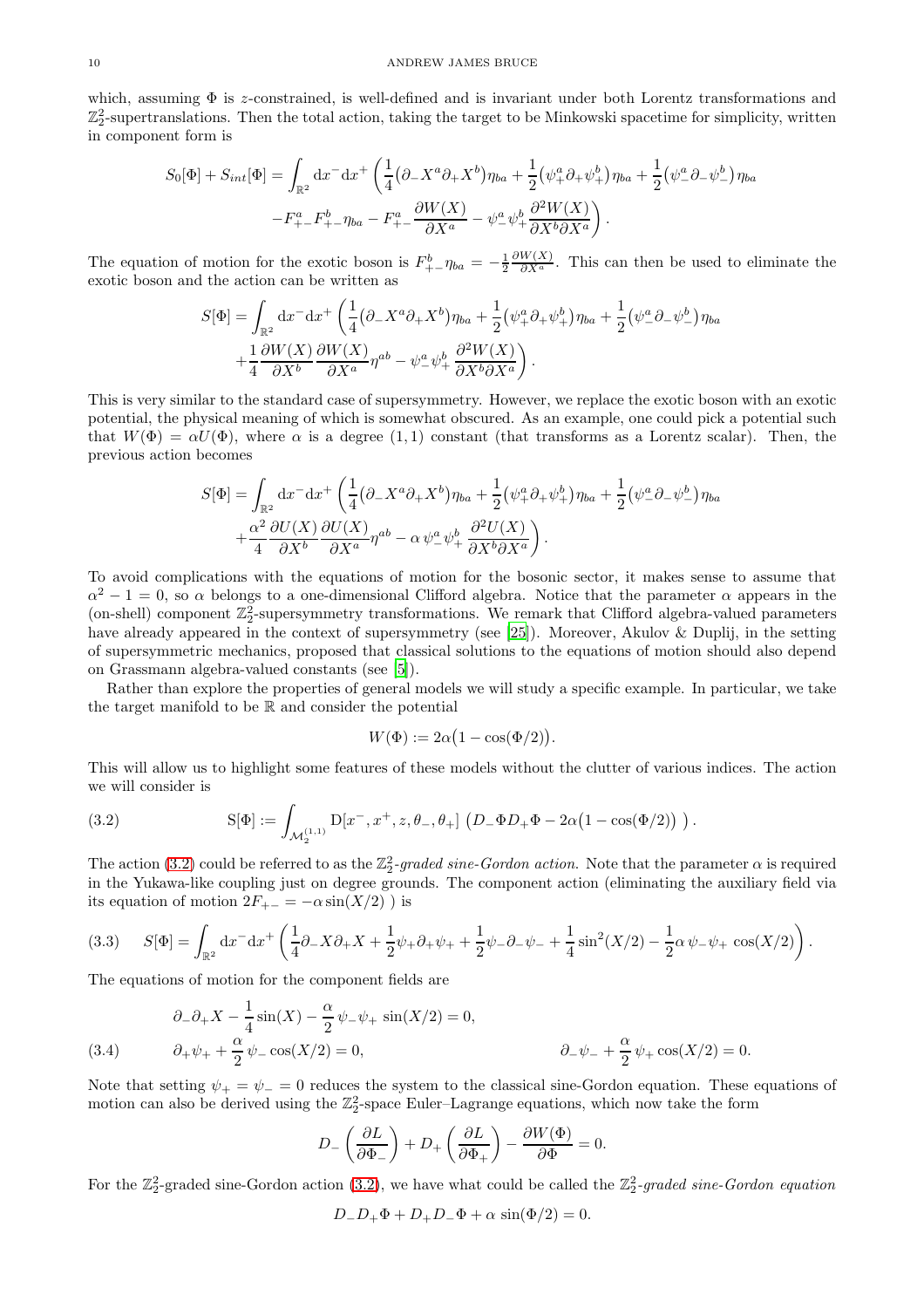which, assuming $\Phi$ is $z$-constrained, is well-defined and is invariant under both Lorentz transformations and $\mathbb{Z}_2^2$-supertranslations. Then the total action, taking the target to be Minkowski spacetime for simplicity, written in component form is

$$
\begin{aligned}
S_0[\Phi] + S_{int}[\Phi] = \int_{\mathbb{R}^2} \mathrm{d}x^- \mathrm{d}x^+ \bigg( &\frac{1}{4}\big(\partial_- X^a \partial_+ X^b\big)\eta_{ba} + \frac{1}{2}\big(\psi_+^a \partial_+ \psi_+^b\big)\eta_{ba} + \frac{1}{2}\big(\psi_-^a \partial_- \psi_-^b\big)\eta_{ba} \\
&- F_{+-}^a F_{+-}^b \eta_{ba} - F_{+-}^a \frac{\partial W(X)}{\partial X^a} - \psi_-^a \psi_+^b \frac{\partial^2 W(X)}{\partial X^b \partial X^a} \bigg).
\end{aligned}
$$

The equation of motion for the exotic boson is $F_{+-}^b \eta_{ba} = -\frac{1}{2}\frac{\partial W(X)}{\partial X^a}$. This can then be used to eliminate the exotic boson and the action can be written as

$$
\begin{aligned}
S[\Phi] = \int_{\mathbb{R}^2} \mathrm{d}x^- \mathrm{d}x^+ \bigg( &\frac{1}{4}\big(\partial_- X^a \partial_+ X^b\big)\eta_{ba} + \frac{1}{2}\big(\psi_+^a \partial_+ \psi_+^b\big)\eta_{ba} + \frac{1}{2}\big(\psi_-^a \partial_- \psi_-^b\big)\eta_{ba} \\
&+ \frac{1}{4}\frac{\partial W(X)}{\partial X^b}\frac{\partial W(X)}{\partial X^a}\eta^{ab} - \psi_-^a \psi_+^b \frac{\partial^2 W(X)}{\partial X^b \partial X^a} \bigg).
\end{aligned}
$$

This is very similar to the standard case of supersymmetry. However, we replace the exotic boson with an exotic potential, the physical meaning of which is somewhat obscured. As an example, one could pick a potential such that $W(\Phi) = \alpha U(\Phi)$, where $\alpha$ is a degree $(1,1)$ constant (that transforms as a Lorentz scalar). Then, the previous action becomes

$$
\begin{aligned}
S[\Phi] = \int_{\mathbb{R}^2} \mathrm{d}x^- \mathrm{d}x^+ \bigg( &\frac{1}{4}\big(\partial_- X^a \partial_+ X^b\big)\eta_{ba} + \frac{1}{2}\big(\psi_+^a \partial_+ \psi_+^b\big)\eta_{ba} + \frac{1}{2}\big(\psi_-^a \partial_- \psi_-^b\big)\eta_{ba} \\
&+ \frac{\alpha^2}{4}\frac{\partial U(X)}{\partial X^b}\frac{\partial U(X)}{\partial X^a}\eta^{ab} - \alpha\, \psi_-^a \psi_+^b \frac{\partial^2 U(X)}{\partial X^b \partial X^a} \bigg).
\end{aligned}
$$

To avoid complications with the equations of motion for the bosonic sector, it makes sense to assume that $\alpha^2 - 1 = 0$, so $\alpha$ belongs to a one-dimensional Clifford algebra. Notice that the parameter $\alpha$ appears in the (on-shell) component $\mathbb{Z}_2^2$-supersymmetry transformations. We remark that Clifford algebra-valued parameters have already appeared in the context of supersymmetry (see [25]). Moreover, Akulov & Duplij, in the setting of supersymmetric mechanics, proposed that classical solutions to the equations of motion should also depend on Grassmann algebra-valued constants (see [5]).

Rather than explore the properties of general models we will study a specific example. In particular, we take the target manifold to be $\mathbb{R}$ and consider the potential

$$
W(\Phi) := 2\alpha\big(1 - \cos(\Phi/2)\big).
$$

This will allow us to highlight some features of these models without the clutter of various indices. The action we will consider is

$$
\mathrm{S}[\Phi] := \int_{\mathcal{M}_2^{(1,1)}} \mathrm{D}[x^-, x^+, z, \theta_-, \theta_+]\ \big(D_- \Phi D_+ \Phi - 2\alpha\big(1 - \cos(\Phi/2)\big)\ \big). \tag{3.2}
$$

The action (3.2) could be referred to as the *$\mathbb{Z}_2^2$-graded sine-Gordon action*. Note that the parameter $\alpha$ is required in the Yukawa-like coupling just on degree grounds. The component action (eliminating the auxiliary field via its equation of motion $2F_{+-} = -\alpha \sin(X/2)$ ) is

$$
S[\Phi] = \int_{\mathbb{R}^2} \mathrm{d}x^- \mathrm{d}x^+ \left( \frac{1}{4}\partial_- X \partial_+ X + \frac{1}{2}\psi_+ \partial_+ \psi_+ + \frac{1}{2}\psi_- \partial_- \psi_- + \frac{1}{4}\sin^2(X/2) - \frac{1}{2}\alpha\, \psi_- \psi_+ \cos(X/2) \right). \tag{3.3}
$$

The equations of motion for the component fields are

$$
\begin{aligned}
&\partial_- \partial_+ X - \frac{1}{4}\sin(X) - \frac{\alpha}{2}\,\psi_- \psi_+ \sin(X/2) = 0, \\
&\partial_+ \psi_+ + \frac{\alpha}{2}\,\psi_- \cos(X/2) = 0, \qquad\qquad \partial_- \psi_- + \frac{\alpha}{2}\,\psi_+ \cos(X/2) = 0.
\end{aligned} \tag{3.4}
$$

Note that setting $\psi_+ = \psi_- = 0$ reduces the system to the classical sine-Gordon equation. These equations of motion can also be derived using the $\mathbb{Z}_2^2$-space Euler–Lagrange equations, which now take the form

$$
D_- \left( \frac{\partial L}{\partial \Phi_-} \right) + D_+ \left( \frac{\partial L}{\partial \Phi_+} \right) - \frac{\partial W(\Phi)}{\partial \Phi} = 0.
$$

For the $\mathbb{Z}_2^2$-graded sine-Gordon action (3.2), we have what could be called the *$\mathbb{Z}_2^2$-graded sine-Gordon equation*

$$
D_- D_+ \Phi + D_+ D_- \Phi + \alpha\, \sin(\Phi/2) = 0.
$$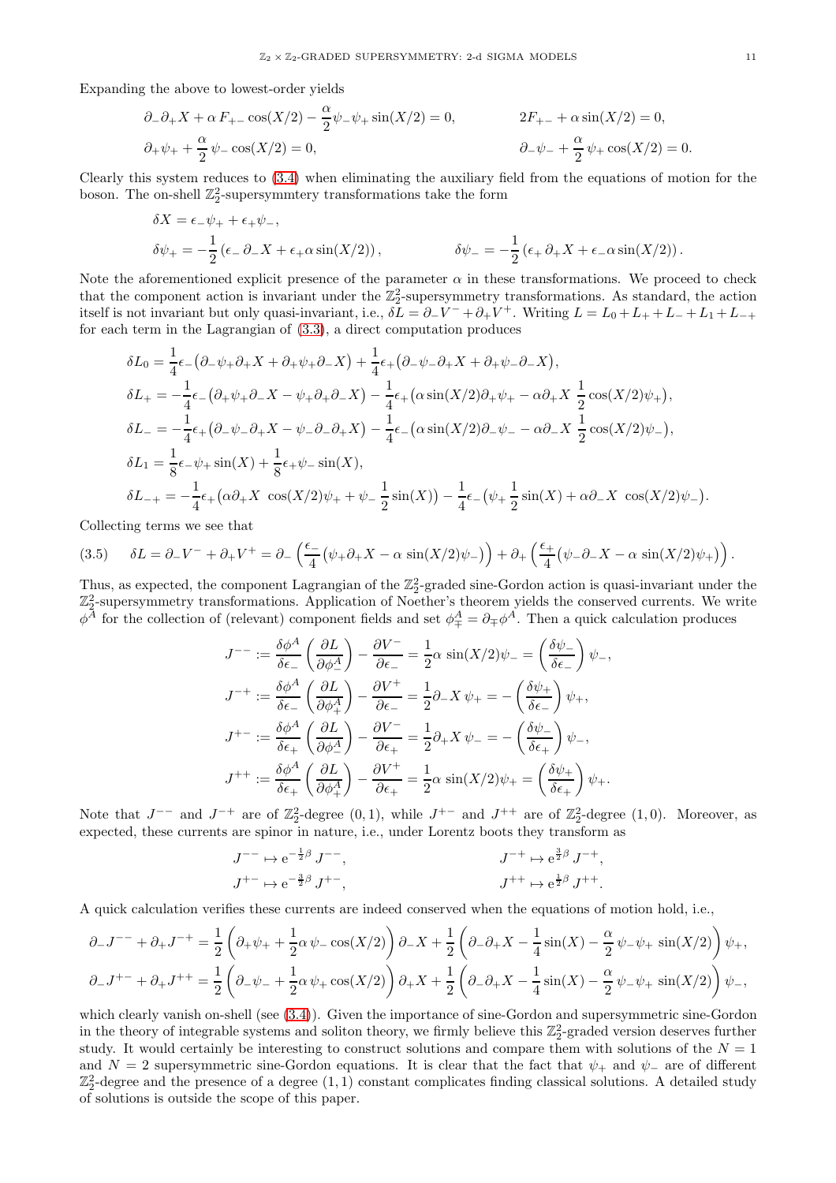Expanding the above to lowest-order yields

$$\partial_-\partial_+ X + \alpha\, F_{+-}\cos(X/2) - \frac{\alpha}{2}\psi_-\psi_+\sin(X/2) = 0, \qquad\qquad 2F_{+-} + \alpha\sin(X/2) = 0,$$

$$\partial_+\psi_+ + \frac{\alpha}{2}\,\psi_-\cos(X/2) = 0, \qquad\qquad \partial_-\psi_- + \frac{\alpha}{2}\,\psi_+\cos(X/2) = 0.$$

Clearly this system reduces to (3.4) when eliminating the auxiliary field from the equations of motion for the boson. The on-shell $\mathbb{Z}_2^2$-supersymmtery transformations take the form

$$\delta X = \epsilon_-\psi_+ + \epsilon_+\psi_-,$$

$$\delta\psi_+ = -\frac{1}{2}\left(\epsilon_-\,\partial_- X + \epsilon_+\alpha\sin(X/2)\right), \qquad\qquad \delta\psi_- = -\frac{1}{2}\left(\epsilon_+\,\partial_+ X + \epsilon_-\alpha\sin(X/2)\right).$$

Note the aforementioned explicit presence of the parameter $\alpha$ in these transformations. We proceed to check that the component action is invariant under the $\mathbb{Z}_2^2$-supersymmetry transformations. As standard, the action itself is not invariant but only quasi-invariant, i.e., $\delta L = \partial_- V^- + \partial_+ V^+$. Writing $L = L_0 + L_+ + L_- + L_1 + L_{-+}$ for each term in the Lagrangian of (3.3), a direct computation produces

$$\delta L_0 = \frac{1}{4}\epsilon_-\big(\partial_-\psi_+\partial_+ X + \partial_+\psi_+\partial_- X\big) + \frac{1}{4}\epsilon_+\big(\partial_-\psi_-\partial_+ X + \partial_+\psi_-\partial_- X\big),$$

$$\delta L_+ = -\frac{1}{4}\epsilon_-\big(\partial_+\psi_+\partial_- X - \psi_+\partial_+\partial_- X\big) - \frac{1}{4}\epsilon_+\big(\alpha\sin(X/2)\partial_+\psi_+ - \alpha\partial_+ X\ \frac{1}{2}\cos(X/2)\psi_+\big),$$

$$\delta L_- = -\frac{1}{4}\epsilon_+\big(\partial_-\psi_-\partial_+ X - \psi_-\partial_-\partial_+ X\big) - \frac{1}{4}\epsilon_-\big(\alpha\sin(X/2)\partial_-\psi_- - \alpha\partial_- X\ \frac{1}{2}\cos(X/2)\psi_-\big),$$

$$\delta L_1 = \frac{1}{8}\epsilon_-\psi_+\sin(X) + \frac{1}{8}\epsilon_+\psi_-\sin(X),$$

$$\delta L_{-+} = -\frac{1}{4}\epsilon_+\big(\alpha\partial_+ X\ \cos(X/2)\psi_+ + \psi_-\ \frac{1}{2}\sin(X)\big) - \frac{1}{4}\epsilon_-\big(\psi_+\frac{1}{2}\sin(X) + \alpha\partial_- X\ \cos(X/2)\psi_-\big).$$

Collecting terms we see that

$$\delta L = \partial_- V^- + \partial_+ V^+ = \partial_-\left(\frac{\epsilon_-}{4}\big(\psi_+\partial_+ X - \alpha\,\sin(X/2)\psi_-\big)\right) + \partial_+\left(\frac{\epsilon_+}{4}\big(\psi_-\partial_- X - \alpha\,\sin(X/2)\psi_+\big)\right). \tag{3.5}$$

Thus, as expected, the component Lagrangian of the $\mathbb{Z}_2^2$-graded sine-Gordon action is quasi-invariant under the $\mathbb{Z}_2^2$-supersymmetry transformations. Application of Noether's theorem yields the conserved currents. We write $\phi^A$ for the collection of (relevant) component fields and set $\phi^A_\mp = \partial_\mp\phi^A$. Then a quick calculation produces

$$J^{--} := \frac{\delta\phi^A}{\delta\epsilon_-}\left(\frac{\partial L}{\partial\phi^A_-}\right) - \frac{\partial V^-}{\partial\epsilon_-} = \frac{1}{2}\alpha\,\sin(X/2)\psi_- = \left(\frac{\delta\psi_-}{\delta\epsilon_-}\right)\psi_-,$$

$$J^{-+} := \frac{\delta\phi^A}{\delta\epsilon_-}\left(\frac{\partial L}{\partial\phi^A_+}\right) - \frac{\partial V^+}{\partial\epsilon_-} = \frac{1}{2}\partial_- X\,\psi_+ = -\left(\frac{\delta\psi_+}{\delta\epsilon_-}\right)\psi_+,$$

$$J^{+-} := \frac{\delta\phi^A}{\delta\epsilon_+}\left(\frac{\partial L}{\partial\phi^A_-}\right) - \frac{\partial V^-}{\partial\epsilon_+} = \frac{1}{2}\partial_+ X\,\psi_- = -\left(\frac{\delta\psi_-}{\delta\epsilon_+}\right)\psi_-,$$

$$J^{++} := \frac{\delta\phi^A}{\delta\epsilon_+}\left(\frac{\partial L}{\partial\phi^A_+}\right) - \frac{\partial V^+}{\partial\epsilon_+} = \frac{1}{2}\alpha\,\sin(X/2)\psi_+ = \left(\frac{\delta\psi_+}{\delta\epsilon_+}\right)\psi_+.$$

Note that $J^{--}$ and $J^{-+}$ are of $\mathbb{Z}_2^2$-degree $(0,1)$, while $J^{+-}$ and $J^{++}$ are of $\mathbb{Z}_2^2$-degree $(1,0)$. Moreover, as expected, these currents are spinor in nature, i.e., under Lorentz boots they transform as

$$J^{--} \mapsto \mathrm{e}^{-\frac{1}{2}\beta}\,J^{--}, \qquad\qquad J^{-+} \mapsto \mathrm{e}^{\frac{3}{2}\beta}\,J^{-+},$$

$$J^{+-} \mapsto \mathrm{e}^{-\frac{3}{2}\beta}\,J^{+-}, \qquad\qquad J^{++} \mapsto \mathrm{e}^{\frac{1}{2}\beta}\,J^{++}.$$

A quick calculation verifies these currents are indeed conserved when the equations of motion hold, i.e.,

$$\partial_- J^{--} + \partial_+ J^{-+} = \frac{1}{2}\left(\partial_+\psi_+ + \frac{1}{2}\alpha\,\psi_-\cos(X/2)\right)\partial_- X + \frac{1}{2}\left(\partial_-\partial_+ X - \frac{1}{4}\sin(X) - \frac{\alpha}{2}\,\psi_-\psi_+\,\sin(X/2)\right)\psi_+,$$

$$\partial_- J^{+-} + \partial_+ J^{++} = \frac{1}{2}\left(\partial_-\psi_- + \frac{1}{2}\alpha\,\psi_+\cos(X/2)\right)\partial_+ X + \frac{1}{2}\left(\partial_-\partial_+ X - \frac{1}{4}\sin(X) - \frac{\alpha}{2}\,\psi_-\psi_+\,\sin(X/2)\right)\psi_-,$$

which clearly vanish on-shell (see (3.4)). Given the importance of sine-Gordon and supersymmetric sine-Gordon in the theory of integrable systems and soliton theory, we firmly believe this $\mathbb{Z}_2^2$-graded version deserves further study. It would certainly be interesting to construct solutions and compare them with solutions of the $N = 1$ and $N = 2$ supersymmetric sine-Gordon equations. It is clear that the fact that $\psi_+$ and $\psi_-$ are of different $\mathbb{Z}_2^2$-degree and the presence of a degree $(1,1)$ constant complicates finding classical solutions. A detailed study of solutions is outside the scope of this paper.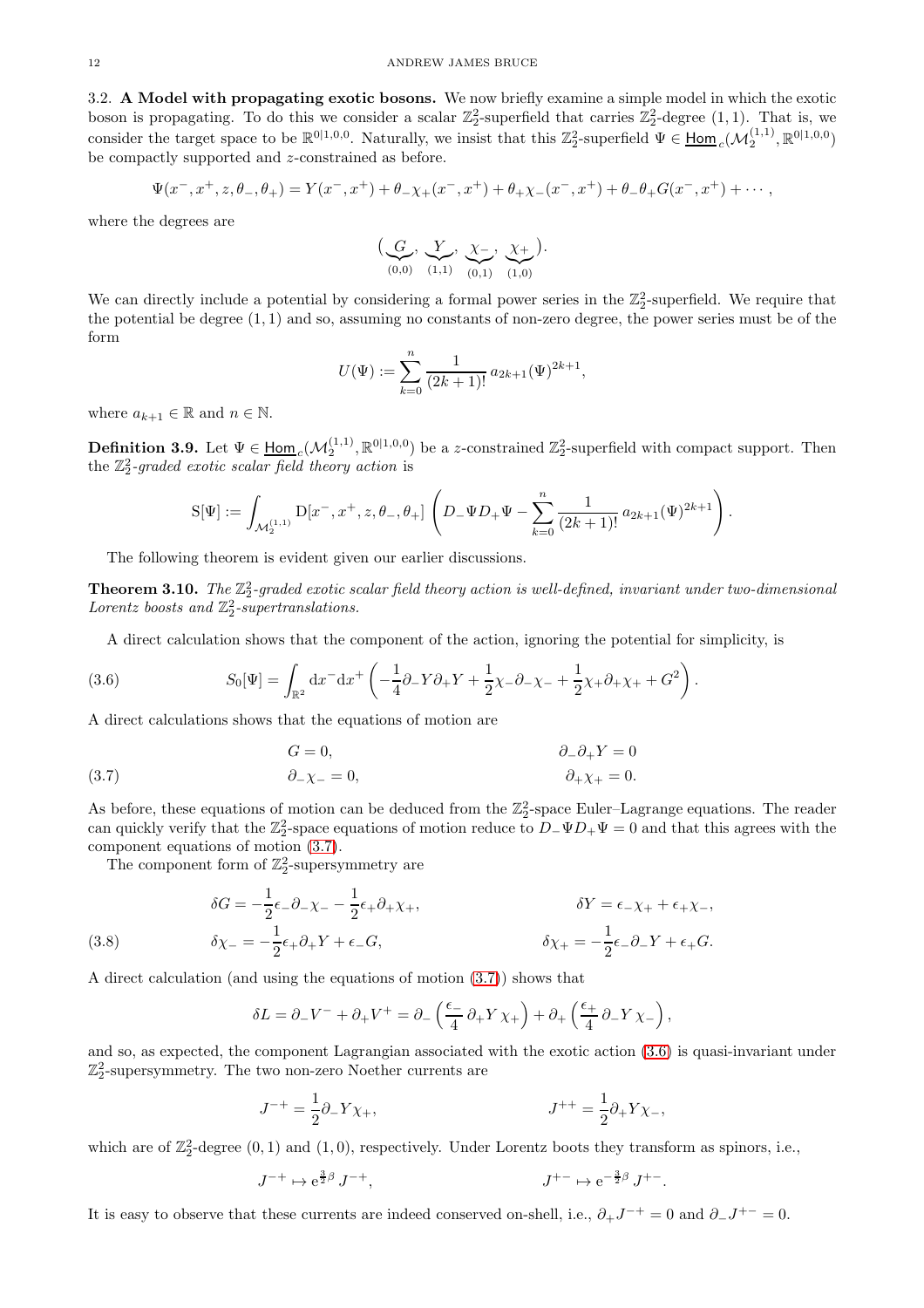3.2. **A Model with propagating exotic bosons.** We now briefly examine a simple model in which the exotic boson is propagating. To do this we consider a scalar $\mathbb{Z}_2^2$-superfield that carries $\mathbb{Z}_2^2$-degree $(1,1)$. That is, we consider the target space to be $\mathbb{R}^{0|1,0,0}$. Naturally, we insist that this $\mathbb{Z}_2^2$-superfield $\Psi \in \underline{\mathsf{Hom}}_c(\mathcal{M}_2^{(1,1)}, \mathbb{R}^{0|1,0,0})$ be compactly supported and $z$-constrained as before.

$$\Psi(x^-, x^+, z, \theta_-, \theta_+) = Y(x^-, x^+) + \theta_- \chi_+(x^-, x^+) + \theta_+ \chi_-(x^-, x^+) + \theta_- \theta_+ G(x^-, x^+) + \cdots,$$

where the degrees are

$$\big(\underbrace{G}_{(0,0)}, \underbrace{Y}_{(1,1)}, \underbrace{\chi_-}_{(0,1)}, \underbrace{\chi_+}_{(1,0)}\big).$$

We can directly include a potential by considering a formal power series in the $\mathbb{Z}_2^2$-superfield. We require that the potential be degree $(1,1)$ and so, assuming no constants of non-zero degree, the power series must be of the form

$$U(\Psi) := \sum_{k=0}^{n} \frac{1}{(2k+1)!}\, a_{2k+1} (\Psi)^{2k+1},$$

where $a_{k+1} \in \mathbb{R}$ and $n \in \mathbb{N}$.

**Definition 3.9.** Let $\Psi \in \underline{\mathsf{Hom}}_c(\mathcal{M}_2^{(1,1)}, \mathbb{R}^{0|1,0,0})$ be a $z$-constrained $\mathbb{Z}_2^2$-superfield with compact support. Then the *$\mathbb{Z}_2^2$-graded exotic scalar field theory action* is

$$\mathrm{S}[\Psi] := \int_{\mathcal{M}_2^{(1,1)}} \mathrm{D}[x^-, x^+, z, \theta_-, \theta_+] \left( D_- \Psi D_+ \Psi - \sum_{k=0}^{n} \frac{1}{(2k+1)!}\, a_{2k+1} (\Psi)^{2k+1} \right).$$

The following theorem is evident given our earlier discussions.

**Theorem 3.10.** *The $\mathbb{Z}_2^2$-graded exotic scalar field theory action is well-defined, invariant under two-dimensional Lorentz boosts and $\mathbb{Z}_2^2$-supertranslations.*

A direct calculation shows that the component of the action, ignoring the potential for simplicity, is

$$S_0[\Psi] = \int_{\mathbb{R}^2} \mathrm{d}x^- \mathrm{d}x^+ \left( -\frac{1}{4} \partial_- Y \partial_+ Y + \frac{1}{2} \chi_- \partial_- \chi_- + \frac{1}{2} \chi_+ \partial_+ \chi_+ + G^2 \right). \tag{3.6}$$

A direct calculations shows that the equations of motion are

$$\begin{aligned} G &= 0, & \partial_- \partial_+ Y &= 0 \\ \partial_- \chi_- &= 0, & \partial_+ \chi_+ &= 0. \end{aligned} \tag{3.7}$$

As before, these equations of motion can be deduced from the $\mathbb{Z}_2^2$-space Euler–Lagrange equations. The reader can quickly verify that the $\mathbb{Z}_2^2$-space equations of motion reduce to $D_- \Psi D_+ \Psi = 0$ and that this agrees with the component equations of motion (3.7).

The component form of $\mathbb{Z}_2^2$-supersymmetry are

$$\begin{aligned} \delta G &= -\frac{1}{2} \epsilon_- \partial_- \chi_- - \frac{1}{2} \epsilon_+ \partial_+ \chi_+, & \delta Y &= \epsilon_- \chi_+ + \epsilon_+ \chi_-, \\ \delta \chi_- &= -\frac{1}{2} \epsilon_+ \partial_+ Y + \epsilon_- G, & \delta \chi_+ &= -\frac{1}{2} \epsilon_- \partial_- Y + \epsilon_+ G. \end{aligned} \tag{3.8}$$

A direct calculation (and using the equations of motion (3.7)) shows that

$$\delta L = \partial_- V^- + \partial_+ V^+ = \partial_- \left( \frac{\epsilon_-}{4}\, \partial_+ Y\, \chi_+ \right) + \partial_+ \left( \frac{\epsilon_+}{4}\, \partial_- Y\, \chi_- \right),$$

and so, as expected, the component Lagrangian associated with the exotic action (3.6) is quasi-invariant under $\mathbb{Z}_2^2$-supersymmetry. The two non-zero Noether currents are

$$J^{-+} = \frac{1}{2} \partial_- Y \chi_+, \qquad\qquad J^{++} = \frac{1}{2} \partial_+ Y \chi_-,$$

which are of $\mathbb{Z}_2^2$-degree $(0,1)$ and $(1,0)$, respectively. Under Lorentz boots they transform as spinors, i.e.,

$$J^{-+} \mapsto \mathrm{e}^{\frac{3}{2}\beta}\, J^{-+}, \qquad\qquad J^{+-} \mapsto \mathrm{e}^{-\frac{3}{2}\beta}\, J^{+-}.$$

It is easy to observe that these currents are indeed conserved on-shell, i.e., $\partial_+ J^{-+} = 0$ and $\partial_- J^{+-} = 0$.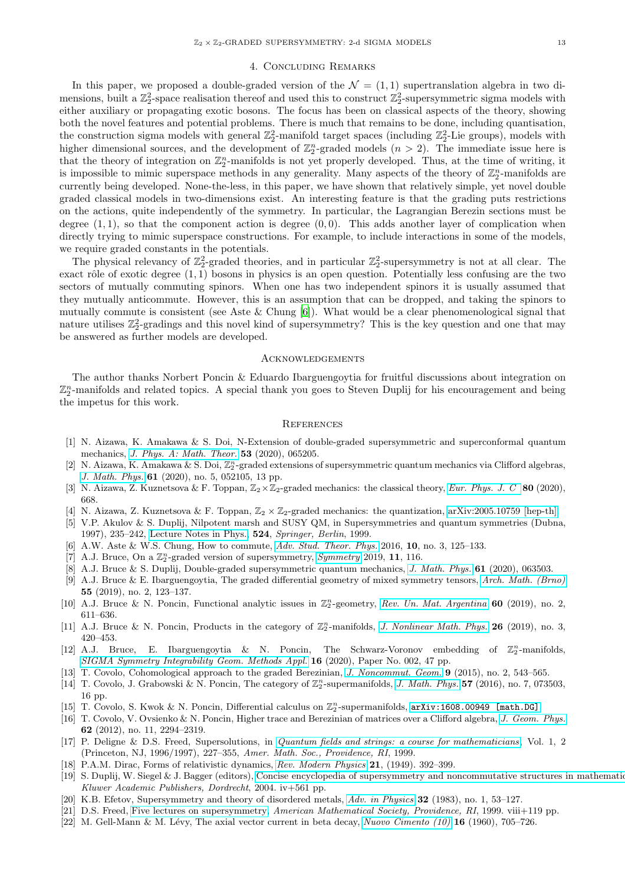## 4. Concluding Remarks

In this paper, we proposed a double-graded version of the $\mathcal{N} = (1,1)$ supertranslation algebra in two dimensions, built a $\mathbb{Z}_2^2$-space realisation thereof and used this to construct $\mathbb{Z}_2^2$-supersymmetric sigma models with either auxiliary or propagating exotic bosons. The focus has been on classical aspects of the theory, showing both the novel features and potential problems. There is much that remains to be done, including quantisation, the construction sigma models with general $\mathbb{Z}_2^2$-manifold target spaces (including $\mathbb{Z}_2^2$-Lie groups), models with higher dimensional sources, and the development of $\mathbb{Z}_2^n$-graded models ($n > 2$). The immediate issue here is that the theory of integration on $\mathbb{Z}_2^n$-manifolds is not yet properly developed. Thus, at the time of writing, it is impossible to mimic superspace methods in any generality. Many aspects of the theory of $\mathbb{Z}_2^n$-manifolds are currently being developed. None-the-less, in this paper, we have shown that relatively simple, yet novel double graded classical models in two-dimensions exist. An interesting feature is that the grading puts restrictions on the actions, quite independently of the symmetry. In particular, the Lagrangian Berezin sections must be degree $(1,1)$, so that the component action is degree $(0,0)$. This adds another layer of complication when directly trying to mimic superspace constructions. For example, to include interactions in some of the models, we require graded constants in the potentials.

The physical relevancy of $\mathbb{Z}_2^2$-graded theories, and in particular $\mathbb{Z}_2^2$-supersymmetry is not at all clear. The exact rôle of exotic degree $(1,1)$ bosons in physics is an open question. Potentially less confusing are the two sectors of mutually commuting spinors. When one has two independent spinors it is usually assumed that they mutually anticommute. However, this is an assumption that can be dropped, and taking the spinors to mutually commute is consistent (see Aste & Chung [6]). What would be a clear phenomenological signal that nature utilises $\mathbb{Z}_2^2$-gradings and this novel kind of supersymmetry? This is the key question and one that may be answered as further models are developed.

## Acknowledgements

The author thanks Norbert Poncin & Eduardo Ibarguengoytia for fruitful discussions about integration on $\mathbb{Z}_2^n$-manifolds and related topics. A special thank you goes to Steven Duplij for his encouragement and being the impetus for this work.

## References

[1] N. Aizawa, K. Amakawa & S. Doi, N-Extension of double-graded supersymmetric and superconformal quantum mechanics, *J. Phys. A: Math. Theor.* **53** (2020), 065205.

[2] N. Aizawa, K. Amakawa & S. Doi, $\mathbb{Z}_2^n$-graded extensions of supersymmetric quantum mechanics via Clifford algebras, *J. Math. Phys.* **61** (2020), no. 5, 052105, 13 pp.

[3] N. Aizawa, Z. Kuznetsova & F. Toppan, $\mathbb{Z}_2 \times \mathbb{Z}_2$-graded mechanics: the classical theory, *Eur. Phys. J. C* **80** (2020), 668.

[4] N. Aizawa, Z. Kuznetsova & F. Toppan, $\mathbb{Z}_2 \times \mathbb{Z}_2$-graded mechanics: the quantization, arXiv:2005.10759 [hep-th].

[5] V.P. Akulov & S. Duplij, Nilpotent marsh and SUSY QM, in Supersymmetries and quantum symmetries (Dubna, 1997), 235–242, Lecture Notes in Phys. **524**, *Springer, Berlin*, 1999.

[6] A.W. Aste & W.S. Chung, How to commute, *Adv. Stud. Theor. Phys.* 2016, **10**, no. 3, 125–133.

[7] A.J. Bruce, On a $\mathbb{Z}_2^n$-graded version of supersymmetry, *Symmetry* 2019, **11**, 116.

[8] A.J. Bruce & S. Duplij, Double-graded supersymmetric quantum mechanics, *J. Math. Phys.* **61** (2020), 063503.

[9] A.J. Bruce & E. Ibarguengoytia, The graded differential geometry of mixed symmetry tensors, *Arch. Math. (Brno)* **55** (2019), no. 2, 123–137.

[10] A.J. Bruce & N. Poncin, Functional analytic issues in $\mathbb{Z}_2^n$-geometry, *Rev. Un. Mat. Argentina* **60** (2019), no. 2, 611–636.

[11] A.J. Bruce & N. Poncin, Products in the category of $\mathbb{Z}_2^n$-manifolds, *J. Nonlinear Math. Phys.* **26** (2019), no. 3, 420–453.

[12] A.J. Bruce, E. Ibarguengoytia & N. Poncin, The Schwarz-Voronov embedding of $\mathbb{Z}_2^n$-manifolds, *SIGMA Symmetry Integrability Geom. Methods Appl.* **16** (2020), Paper No. 002, 47 pp.

[13] T. Covolo, Cohomological approach to the graded Berezinian, *J. Noncommut. Geom.* **9** (2015), no. 2, 543–565.

[14] T. Covolo, J. Grabowski & N. Poncin, The category of $\mathbb{Z}_2^n$-supermanifolds, *J. Math. Phys.* **57** (2016), no. 7, 073503, 16 pp.

[15] T. Covolo, S. Kwok & N. Poncin, Differential calculus on $\mathbb{Z}_2^n$-supermanifolds, arXiv:1608.00949 [math.DG].

[16] T. Covolo, V. Ovsienko & N. Poncin, Higher trace and Berezinian of matrices over a Clifford algebra, *J. Geom. Phys.* **62** (2012), no. 11, 2294–2319.

[17] P. Deligne & D.S. Freed, Supersolutions, in *Quantum fields and strings: a course for mathematicians*, Vol. 1, 2 (Princeton, NJ, 1996/1997), 227–355, *Amer. Math. Soc., Providence, RI*, 1999.

[18] P.A.M. Dirac, Forms of relativistic dynamics, *Rev. Modern Physics* **21**, (1949). 392–399.

[19] S. Duplij, W. Siegel & J. Bagger (editors), Concise encyclopedia of supersymmetry and noncommutative structures in mathematics and physics, *Kluwer Academic Publishers, Dordrecht*, 2004. iv+561 pp.

[20] K.B. Efetov, Supersymmetry and theory of disordered metals, *Adv. in Physics* **32** (1983), no. 1, 53–127.

[21] D.S. Freed, Five lectures on supersymmetry, *American Mathematical Society, Providence, RI*, 1999. viii+119 pp.

[22] M. Gell-Mann & M. Lévy, The axial vector current in beta decay, *Nuovo Cimento (10)* **16** (1960), 705–726.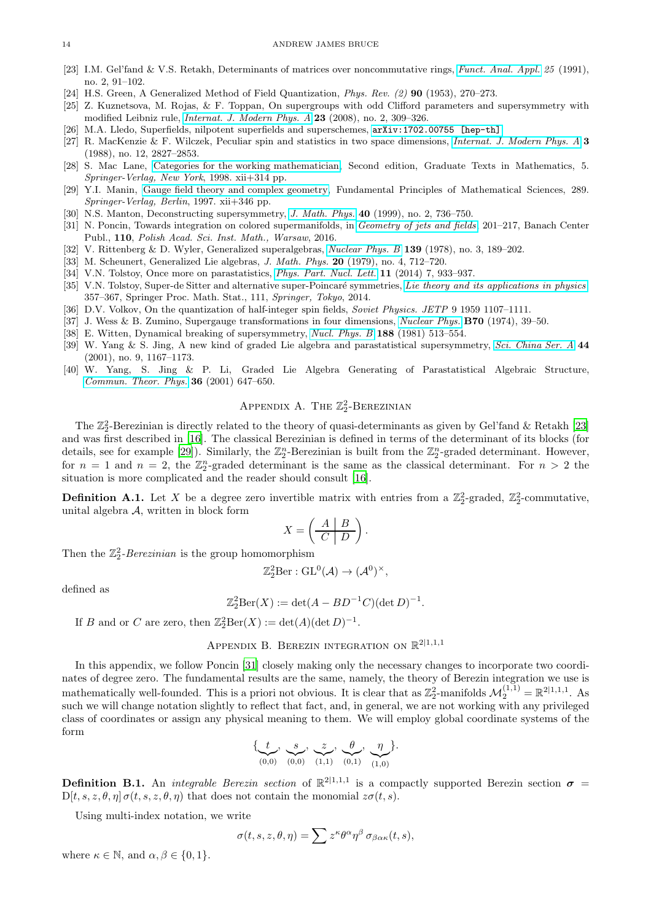[23] I.M. Gel'fand & V.S. Retakh, Determinants of matrices over noncommutative rings, *Funct. Anal. Appl.* *25* (1991), no. 2, 91–102.
[24] H.S. Green, A Generalized Method of Field Quantization, *Phys. Rev. (2)* **90** (1953), 270–273.
[25] Z. Kuznetsova, M. Rojas, & F. Toppan, On supergroups with odd Clifford parameters and supersymmetry with modified Leibniz rule, *Internat. J. Modern Phys. A* **23** (2008), no. 2, 309–326.
[26] M.A. Lledo, Superfields, nilpotent superfields and superschemes, arXiv:1702.00755 [hep-th].
[27] R. MacKenzie & F. Wilczek, Peculiar spin and statistics in two space dimensions, *Internat. J. Modern Phys. A* **3** (1988), no. 12, 2827–2853.
[28] S. Mac Lane, Categories for the working mathematician, Second edition, Graduate Texts in Mathematics, 5. *Springer-Verlag, New York*, 1998. xii+314 pp.
[29] Y.I. Manin, Gauge field theory and complex geometry, Fundamental Principles of Mathematical Sciences, 289. *Springer-Verlag, Berlin*, 1997. xii+346 pp.
[30] N.S. Manton, Deconstructing supersymmetry, *J. Math. Phys.* **40** (1999), no. 2, 736–750.
[31] N. Poncin, Towards integration on colored supermanifolds, in *Geometry of jets and fields* 201–217, Banach Center Publ., **110**, *Polish Acad. Sci. Inst. Math., Warsaw*, 2016.
[32] V. Rittenberg & D. Wyler, Generalized superalgebras, *Nuclear Phys. B* **139** (1978), no. 3, 189–202.
[33] M. Scheunert, Generalized Lie algebras, *J. Math. Phys.* **20** (1979), no. 4, 712–720.
[34] V.N. Tolstoy, Once more on parastatistics, *Phys. Part. Nucl. Lett.* **11** (2014) 7, 933–937.
[35] V.N. Tolstoy, Super-de Sitter and alternative super-Poincaré symmetries, *Lie theory and its applications in physics* 357–367, Springer Proc. Math. Stat., 111, *Springer, Tokyo*, 2014.
[36] D.V. Volkov, On the quantization of half-integer spin fields, *Soviet Physics. JETP* 9 1959 1107–1111.
[37] J. Wess & B. Zumino, Supergauge transformations in four dimensions, *Nuclear Phys.* **B70** (1974), 39–50.
[38] E. Witten, Dynamical breaking of supersymmetry, *Nucl. Phys. B* **188** (1981) 513–554.
[39] W. Yang & S. Jing, A new kind of graded Lie algebra and parastatistical supersymmetry, *Sci. China Ser. A* **44** (2001), no. 9, 1167–1173.
[40] W. Yang, S. Jing & P. Li, Graded Lie Algebra Generating of Parastatistical Algebraic Structure, *Commun. Theor. Phys.* **36** (2001) 647–650.

## Appendix A. The $\mathbb{Z}_2^2$-Berezinian

The $\mathbb{Z}_2^2$-Berezinian is directly related to the theory of quasi-determinants as given by Gel'fand & Retakh [23] and was first described in [16]. The classical Berezinian is defined in terms of the determinant of its blocks (for details, see for example [29]). Similarly, the $\mathbb{Z}_2^n$-Berezinian is built from the $\mathbb{Z}_2^n$-graded determinant. However, for $n = 1$ and $n = 2$, the $\mathbb{Z}_2^n$-graded determinant is the same as the classical determinant. For $n > 2$ the situation is more complicated and the reader should consult [16].

**Definition A.1.** Let $X$ be a degree zero invertible matrix with entries from a $\mathbb{Z}_2^2$-graded, $\mathbb{Z}_2^2$-commutative, unital algebra $\mathcal{A}$, written in block form

$$X = \left(\begin{array}{c|c} A & B \\ \hline C & D \end{array}\right).$$

Then the $\mathbb{Z}_2^2$-*Berezinian* is the group homomorphism

$$\mathbb{Z}_2^2\mathrm{Ber} : \mathrm{GL}^0(\mathcal{A}) \to (\mathcal{A}^0)^\times,$$

defined as

$$\mathbb{Z}_2^2\mathrm{Ber}(X) := \det(A - BD^{-1}C)(\det D)^{-1}.$$

If $B$ and or $C$ are zero, then $\mathbb{Z}_2^2\mathrm{Ber}(X) := \det(A)(\det D)^{-1}$.

## Appendix B. Berezin integration on $\mathbb{R}^{2|1,1,1}$

In this appendix, we follow Poncin [31] closely making only the necessary changes to incorporate two coordinates of degree zero. The fundamental results are the same, namely, the theory of Berezin integration we use is mathematically well-founded. This is a priori not obvious. It is clear that as $\mathbb{Z}_2^2$-manifolds $\mathcal{M}_2^{(1,1)} = \mathbb{R}^{2|1,1,1}$. As such we will change notation slightly to reflect that fact, and, in general, we are not working with any privileged class of coordinates or assign any physical meaning to them. We will employ global coordinate systems of the form

$$\{\underbrace{t}_{(0,0)}, \underbrace{s}_{(0,0)}, \underbrace{z}_{(1,1)}, \underbrace{\theta}_{(0,1)}, \underbrace{\eta}_{(1,0)}\}.$$

**Definition B.1.** An *integrable Berezin section* of $\mathbb{R}^{2|1,1,1}$ is a compactly supported Berezin section $\boldsymbol{\sigma} = \mathrm{D}[t, s, z, \theta, \eta]\, \sigma(t, s, z, \theta, \eta)$ that does not contain the monomial $z\sigma(t, s)$.

Using multi-index notation, we write

$$\sigma(t, s, z, \theta, \eta) = \sum z^\kappa \theta^\alpha \eta^\beta \, \sigma_{\beta\alpha\kappa}(t, s),$$

where $\kappa \in \mathbb{N}$, and $\alpha, \beta \in \{0, 1\}$.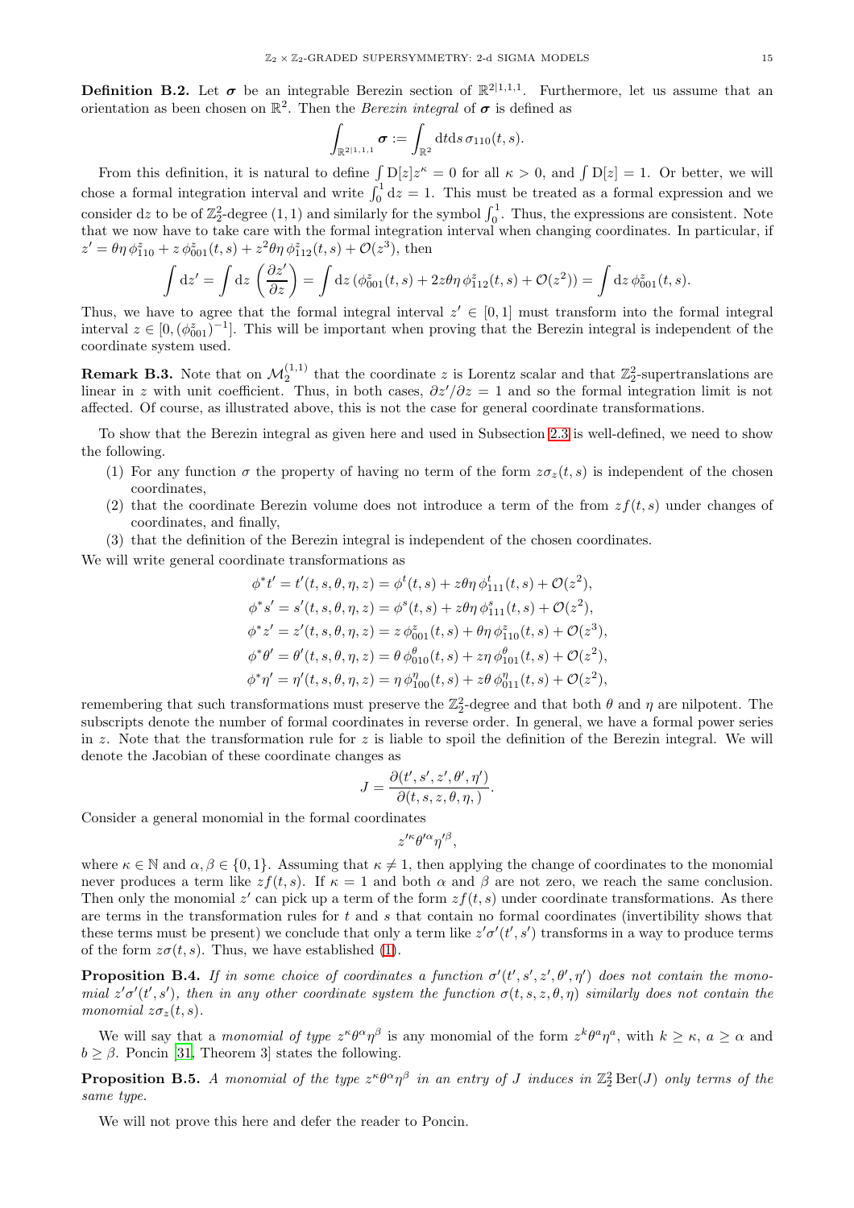**Definition B.2.** Let $\boldsymbol{\sigma}$ be an integrable Berezin section of $\mathbb{R}^{2|1,1,1}$. Furthermore, let us assume that an orientation as been chosen on $\mathbb{R}^2$. Then the *Berezin integral* of $\boldsymbol{\sigma}$ is defined as

$$\int_{\mathbb{R}^{2|1,1,1}} \boldsymbol{\sigma} := \int_{\mathbb{R}^2} \mathrm{d}t\mathrm{d}s\, \sigma_{110}(t,s).$$

From this definition, it is natural to define $\int \mathrm{D}[z] z^\kappa = 0$ for all $\kappa > 0$, and $\int \mathrm{D}[z] = 1$. Or better, we will chose a formal integration interval and write $\int_0^1 \mathrm{d}z = 1$. This must be treated as a formal expression and we consider $\mathrm{d}z$ to be of $\mathbb{Z}_2^2$-degree $(1,1)$ and similarly for the symbol $\int_0^1$. Thus, the expressions are consistent. Note that we now have to take care with the formal integration interval when changing coordinates. In particular, if $z' = \theta\eta\, \phi^z_{110} + z\, \phi^z_{001}(t,s) + z^2\theta\eta\, \phi^z_{112}(t,s) + \mathcal{O}(z^3)$, then

$$\int \mathrm{d}z' = \int \mathrm{d}z \left(\frac{\partial z'}{\partial z}\right) = \int \mathrm{d}z\, (\phi^z_{001}(t,s) + 2z\theta\eta\, \phi^z_{112}(t,s) + \mathcal{O}(z^2)) = \int \mathrm{d}z\, \phi^z_{001}(t,s).$$

Thus, we have to agree that the formal integral interval $z' \in [0,1]$ must transform into the formal integral interval $z \in [0, (\phi^z_{001})^{-1}]$. This will be important when proving that the Berezin integral is independent of the coordinate system used.

**Remark B.3.** Note that on $\mathcal{M}_2^{(1,1)}$ that the coordinate $z$ is Lorentz scalar and that $\mathbb{Z}_2^2$-supertranslations are linear in $z$ with unit coefficient. Thus, in both cases, $\partial z'/\partial z = 1$ and so the formal integration limit is not affected. Of course, as illustrated above, this is not the case for general coordinate transformations.

To show that the Berezin integral as given here and used in Subsection 2.3 is well-defined, we need to show the following.

1. For any function $\sigma$ the property of having no term of the form $z\sigma_z(t,s)$ is independent of the chosen coordinates,
2. that the coordinate Berezin volume does not introduce a term of the from $zf(t,s)$ under changes of coordinates, and finally,
3. that the definition of the Berezin integral is independent of the chosen coordinates.

We will write general coordinate transformations as

$$\begin{aligned}
\phi^* t' &= t'(t,s,\theta,\eta,z) = \phi^t(t,s) + z\theta\eta\, \phi^t_{111}(t,s) + \mathcal{O}(z^2),\\
\phi^* s' &= s'(t,s,\theta,\eta,z) = \phi^s(t,s) + z\theta\eta\, \phi^s_{111}(t,s) + \mathcal{O}(z^2),\\
\phi^* z' &= z'(t,s,\theta,\eta,z) = z\, \phi^z_{001}(t,s) + \theta\eta\, \phi^z_{110}(t,s) + \mathcal{O}(z^3),\\
\phi^* \theta' &= \theta'(t,s,\theta,\eta,z) = \theta\, \phi^\theta_{010}(t,s) + z\eta\, \phi^\theta_{101}(t,s) + \mathcal{O}(z^2),\\
\phi^* \eta' &= \eta'(t,s,\theta,\eta,z) = \eta\, \phi^\eta_{100}(t,s) + z\theta\, \phi^\eta_{011}(t,s) + \mathcal{O}(z^2),
\end{aligned}$$

remembering that such transformations must preserve the $\mathbb{Z}_2^2$-degree and that both $\theta$ and $\eta$ are nilpotent. The subscripts denote the number of formal coordinates in reverse order. In general, we have a formal power series in $z$. Note that the transformation rule for $z$ is liable to spoil the definition of the Berezin integral. We will denote the Jacobian of these coordinate changes as

$$J = \frac{\partial(t', s', z', \theta', \eta')}{\partial(t, s, z, \theta, \eta,)}.$$

Consider a general monomial in the formal coordinates

$$z'^\kappa \theta'^\alpha \eta'^\beta,$$

where $\kappa \in \mathbb{N}$ and $\alpha, \beta \in \{0,1\}$. Assuming that $\kappa \neq 1$, then applying the change of coordinates to the monomial never produces a term like $zf(t,s)$. If $\kappa = 1$ and both $\alpha$ and $\beta$ are not zero, we reach the same conclusion. Then only the monomial $z'$ can pick up a term of the form $zf(t,s)$ under coordinate transformations. As there are terms in the transformation rules for $t$ and $s$ that contain no formal coordinates (invertibility shows that these terms must be present) we conclude that only a term like $z'\sigma'(t',s')$ transforms in a way to produce terms of the form $z\sigma(t,s)$. Thus, we have established (1).

**Proposition B.4.** *If in some choice of coordinates a function $\sigma'(t',s',z',\theta',\eta')$ does not contain the monomial $z'\sigma'(t',s')$, then in any other coordinate system the function $\sigma(t,s,z,\theta,\eta)$ similarly does not contain the monomial $z\sigma_z(t,s)$.*

We will say that a *monomial of type* $z^\kappa\theta^\alpha\eta^\beta$ is any monomial of the form $z^k\theta^a\eta^a$, with $k \geq \kappa$, $a \geq \alpha$ and $b \geq \beta$. Poncin [31, Theorem 3] states the following.

**Proposition B.5.** *A monomial of the type $z^\kappa\theta^\alpha\eta^\beta$ in an entry of $J$ induces in $\mathbb{Z}_2^2\,\mathrm{Ber}(J)$ only terms of the same type.*

We will not prove this here and defer the reader to Poncin.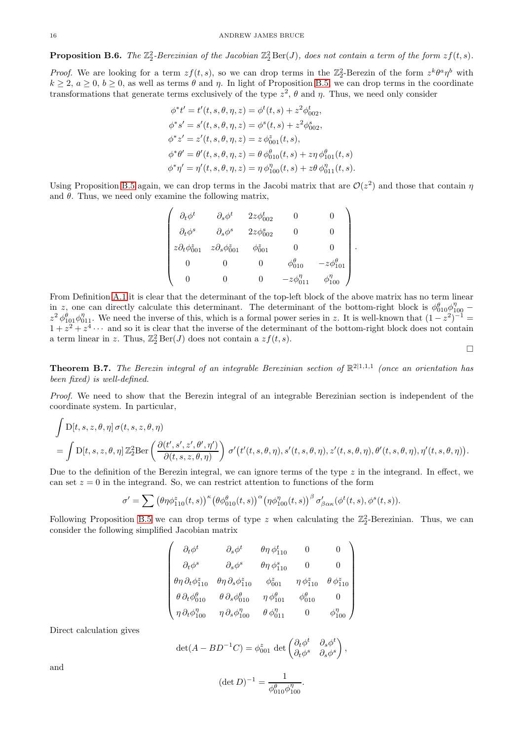**Proposition B.6.** *The $\mathbb{Z}_2^2$-Berezinian of the Jacobian $\mathbb{Z}_2^2\,\mathrm{Ber}(J)$, does not contain a term of the form $zf(t,s)$.*

*Proof.* We are looking for a term $zf(t,s)$, so we can drop terms in the $\mathbb{Z}_2^2$-Berezin of the form $z^k\theta^a\eta^b$ with $k\geq 2$, $a\geq 0$, $b\geq 0$, as well as terms $\theta$ and $\eta$. In light of Proposition B.5 we can drop terms in the coordinate transformations that generate terms exclusively of the type $z^2$, $\theta$ and $\eta$. Thus, we need only consider

$$
\begin{aligned}
\phi^* t' &= t'(t,s,\theta,\eta,z) = \phi^t(t,s) + z^2\phi^t_{002},\\
\phi^* s' &= s'(t,s,\theta,\eta,z) = \phi^s(t,s) + z^2\phi^s_{002},\\
\phi^* z' &= z'(t,s,\theta,\eta,z) = z\,\phi^z_{001}(t,s),\\
\phi^* \theta' &= \theta'(t,s,\theta,\eta,z) = \theta\,\phi^\theta_{010}(t,s) + z\eta\,\phi^\theta_{101}(t,s)\\
\phi^* \eta' &= \eta'(t,s,\theta,\eta,z) = \eta\,\phi^\eta_{100}(t,s) + z\theta\,\phi^\eta_{011}(t,s).
\end{aligned}
$$

Using Proposition B.5 again, we can drop terms in the Jacobi matrix that are $\mathcal{O}(z^2)$ and those that contain $\eta$ and $\theta$. Thus, we need only examine the following matrix,

$$
\begin{pmatrix}
\partial_t\phi^t & \partial_s\phi^t & 2z\phi^t_{002} & 0 & 0\\
\partial_t\phi^s & \partial_s\phi^s & 2z\phi^s_{002} & 0 & 0\\
z\partial_t\phi^z_{001} & z\partial_s\phi^z_{001} & \phi^z_{001} & 0 & 0\\
0 & 0 & 0 & \phi^\theta_{010} & -z\phi^\theta_{101}\\
0 & 0 & 0 & -z\phi^\eta_{011} & \phi^\eta_{100}
\end{pmatrix}.
$$

From Definition A.1 it is clear that the determinant of the top-left block of the above matrix has no term linear in $z$, one can directly calculate this determinant. The determinant of the bottom-right block is $\phi^\theta_{010}\phi^\eta_{100} - z^2\,\phi^\theta_{101}\phi^\eta_{011}$. We need the inverse of this, which is a formal power series in $z$. It is well-known that $(1-z^2)^{-1} = 1 + z^2 + z^4\cdots$ and so it is clear that the inverse of the determinant of the bottom-right block does not contain a term linear in $z$. Thus, $\mathbb{Z}_2^2\,\mathrm{Ber}(J)$ does not contain a $zf(t,s)$. $\square$

**Theorem B.7.** *The Berezin integral of an integrable Berezinian section of $\mathbb{R}^{2|1,1,1}$ (once an orientation has been fixed) is well-defined.*

*Proof.* We need to show that the Berezin integral of an integrable Berezinian section is independent of the coordinate system. In particular,

$$
\begin{aligned}
&\int \mathrm{D}[t,s,z,\theta,\eta]\,\sigma(t,s,z,\theta,\eta)\\
&= \int \mathrm{D}[t,s,z,\theta,\eta]\,\mathbb{Z}_2^2\mathrm{Ber}\left(\frac{\partial(t',s',z',\theta',\eta')}{\partial(t,s,z,\theta,\eta)}\right)\,\sigma'\big(t'(t,s,\theta,\eta),s'(t,s,\theta,\eta),z'(t,s,\theta,\eta),\theta'(t,s,\theta,\eta),\eta'(t,s,\theta,\eta)\big).
\end{aligned}
$$

Due to the definition of the Berezin integral, we can ignore terms of the type $z$ in the integrand. In effect, we can set $z=0$ in the integrand. So, we can restrict attention to functions of the form

$$
\sigma' = \sum \big(\theta\eta\phi^z_{110}(t,s)\big)^\kappa \big(\theta\phi^\theta_{010}(t,s)\big)^\alpha \big(\eta\phi^\eta_{100}(t,s)\big)^\beta\,\sigma'_{\beta\alpha\kappa}(\phi^t(t,s),\phi^s(t,s)).
$$

Following Proposition B.5 we can drop terms of type $z$ when calculating the $\mathbb{Z}_2^2$-Berezinian. Thus, we can consider the following simplified Jacobian matrix

$$
\begin{pmatrix}
\partial_t\phi^t & \partial_s\phi^t & \theta\eta\,\phi^t_{110} & 0 & 0\\
\partial_t\phi^s & \partial_s\phi^s & \theta\eta\,\phi^s_{110} & 0 & 0\\
\theta\eta\,\partial_t\phi^z_{110} & \theta\eta\,\partial_s\phi^z_{110} & \phi^z_{001} & \eta\,\phi^z_{110} & \theta\,\phi^z_{110}\\
\theta\,\partial_t\phi^\theta_{010} & \theta\,\partial_s\phi^\theta_{010} & \eta\,\phi^\theta_{101} & \phi^\theta_{010} & 0\\
\eta\,\partial_t\phi^\eta_{100} & \eta\,\partial_s\phi^\eta_{100} & \theta\,\phi^\eta_{011} & 0 & \phi^\eta_{100}
\end{pmatrix}
$$

Direct calculation gives

$$
\det(A - BD^{-1}C) = \phi^z_{001}\,\det\begin{pmatrix}\partial_t\phi^t & \partial_s\phi^t\\ \partial_t\phi^s & \partial_s\phi^s\end{pmatrix},
$$

and

$$
(\det D)^{-1} = \frac{1}{\phi^\theta_{010}\phi^\eta_{100}}.
$$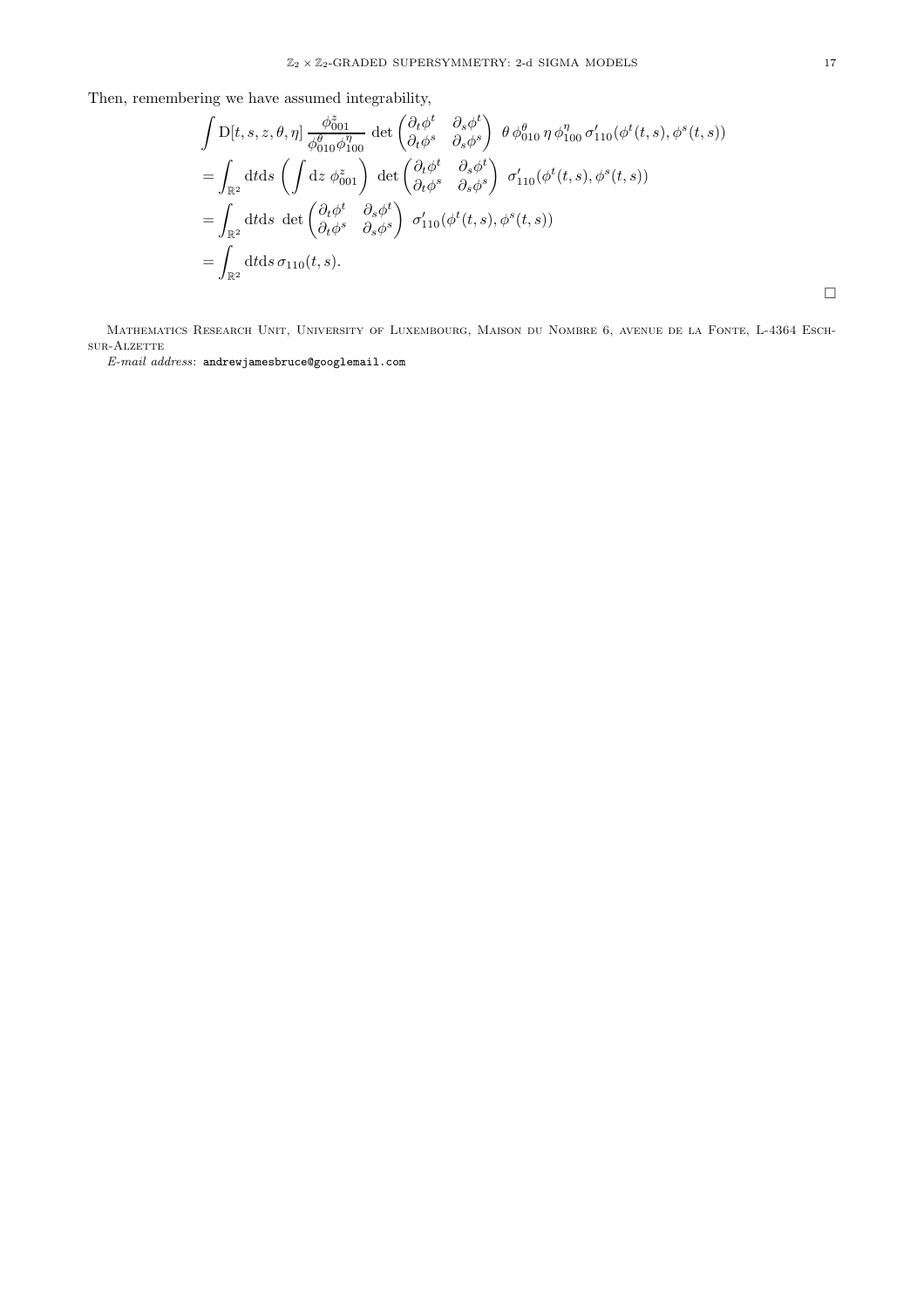Then, remembering we have assumed integrability,

$$
\begin{aligned}
&\int \mathrm{D}[t,s,z,\theta,\eta]\, \frac{\phi^z_{001}}{\phi^\theta_{010}\phi^\eta_{100}}\, \det\begin{pmatrix} \partial_t\phi^t & \partial_s\phi^t \\ \partial_t\phi^s & \partial_s\phi^s \end{pmatrix}\, \theta\, \phi^\theta_{010}\, \eta\, \phi^\eta_{100}\, \sigma'_{110}(\phi^t(t,s),\phi^s(t,s)) \\
&= \int_{\mathbb{R}^2} \mathrm{d}t\mathrm{d}s \left( \int \mathrm{d}z\ \phi^z_{001} \right)\, \det\begin{pmatrix} \partial_t\phi^t & \partial_s\phi^t \\ \partial_t\phi^s & \partial_s\phi^s \end{pmatrix}\, \sigma'_{110}(\phi^t(t,s),\phi^s(t,s)) \\
&= \int_{\mathbb{R}^2} \mathrm{d}t\mathrm{d}s\ \det\begin{pmatrix} \partial_t\phi^t & \partial_s\phi^t \\ \partial_t\phi^s & \partial_s\phi^s \end{pmatrix}\, \sigma'_{110}(\phi^t(t,s),\phi^s(t,s)) \\
&= \int_{\mathbb{R}^2} \mathrm{d}t\mathrm{d}s\, \sigma_{110}(t,s).
\end{aligned}
$$

□

Mathematics Research Unit, University of Luxembourg, Maison du Nombre 6, avenue de la Fonte, L-4364 Esch-sur-Alzette

*E-mail address*: andrewjamesbruce@googlemail.com